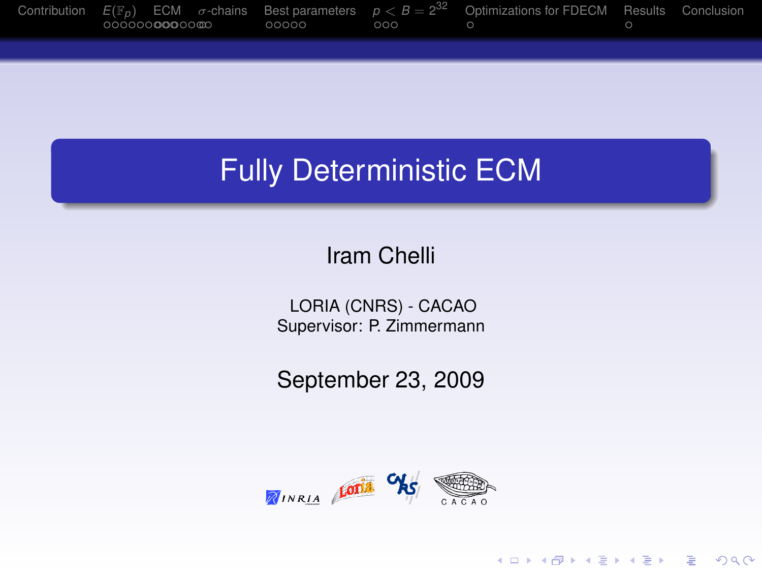# Fully Deterministic ECM

Iram Chelli

LORIA (CNRS) - CACAO
Supervisor: P. Zimmermann

September 23, 2009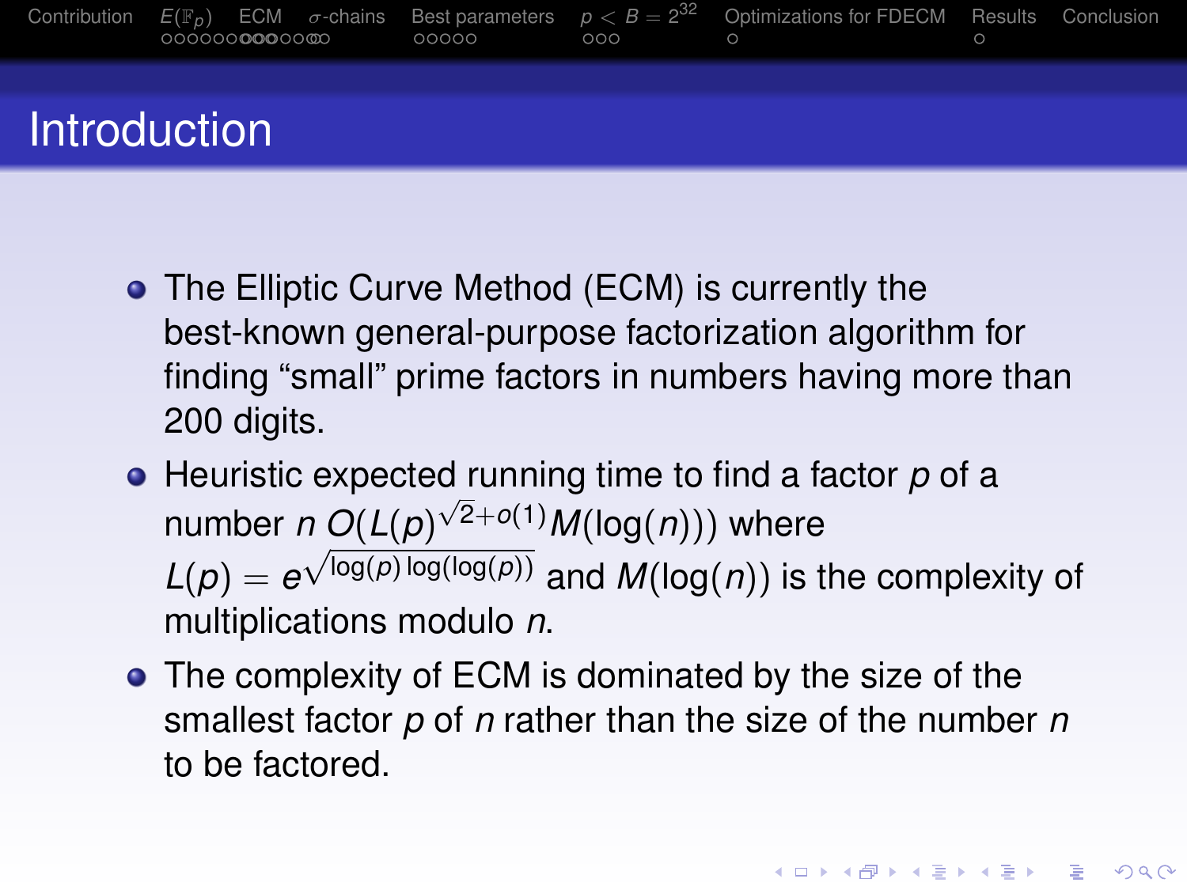# Introduction

- The Elliptic Curve Method (ECM) is currently the best-known general-purpose factorization algorithm for finding "small" prime factors in numbers having more than 200 digits.
- Heuristic expected running time to find a factor $p$ of a number $n$ $O(L(p)^{\sqrt{2}+o(1)}M(\log(n)))$ where $L(p) = e^{\sqrt{\log(p)\log(\log(p))}}$ and $M(\log(n))$ is the complexity of multiplications modulo $n$.
- The complexity of ECM is dominated by the size of the smallest factor $p$ of $n$ rather than the size of the number $n$ to be factored.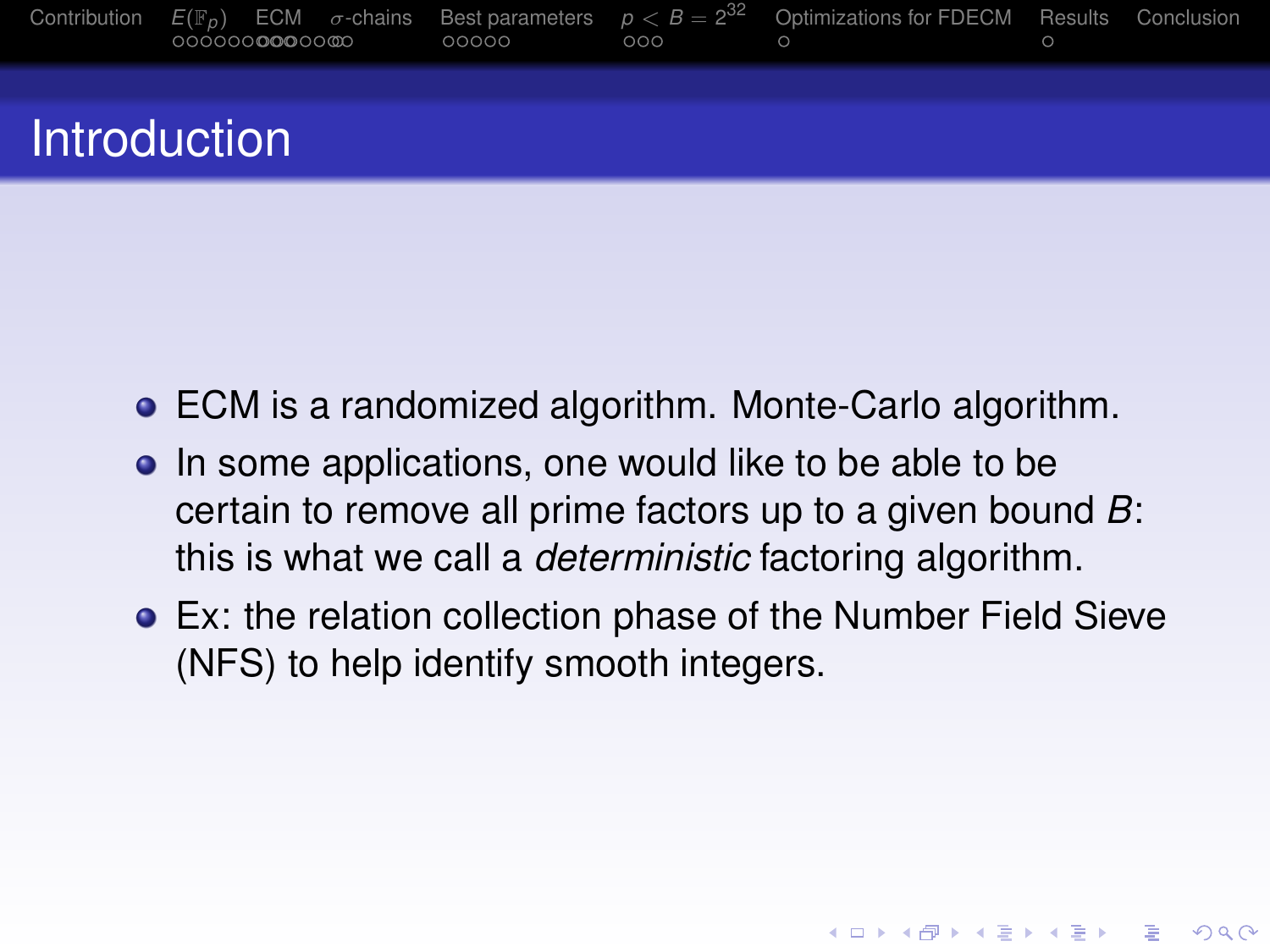# Introduction

- ECM is a randomized algorithm. Monte-Carlo algorithm.
- In some applications, one would like to be able to be certain to remove all prime factors up to a given bound $B$: this is what we call a *deterministic* factoring algorithm.
- Ex: the relation collection phase of the Number Field Sieve (NFS) to help identify smooth integers.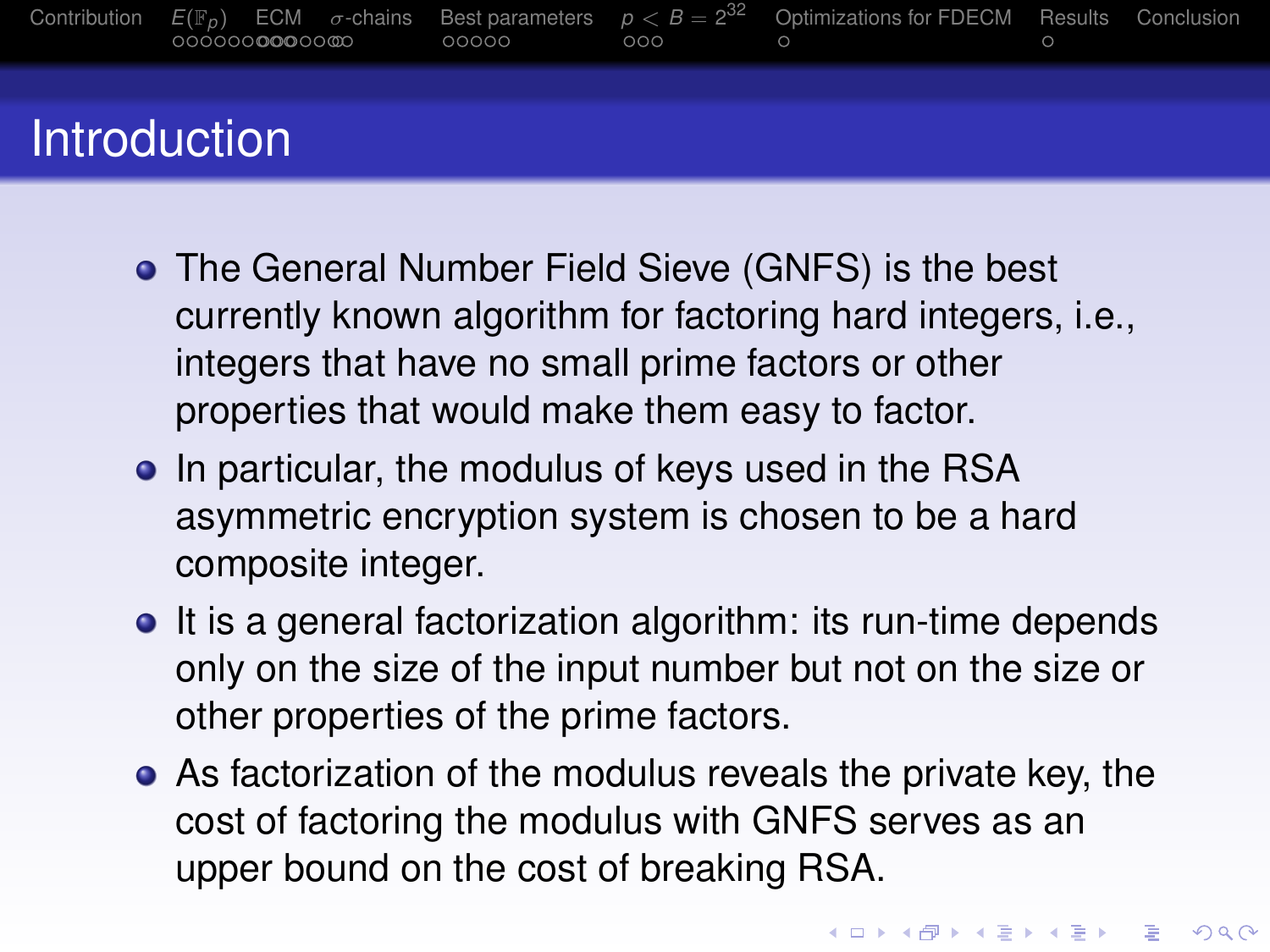# Introduction

- The General Number Field Sieve (GNFS) is the best currently known algorithm for factoring hard integers, i.e., integers that have no small prime factors or other properties that would make them easy to factor.
- In particular, the modulus of keys used in the RSA asymmetric encryption system is chosen to be a hard composite integer.
- It is a general factorization algorithm: its run-time depends only on the size of the input number but not on the size or other properties of the prime factors.
- As factorization of the modulus reveals the private key, the cost of factoring the modulus with GNFS serves as an upper bound on the cost of breaking RSA.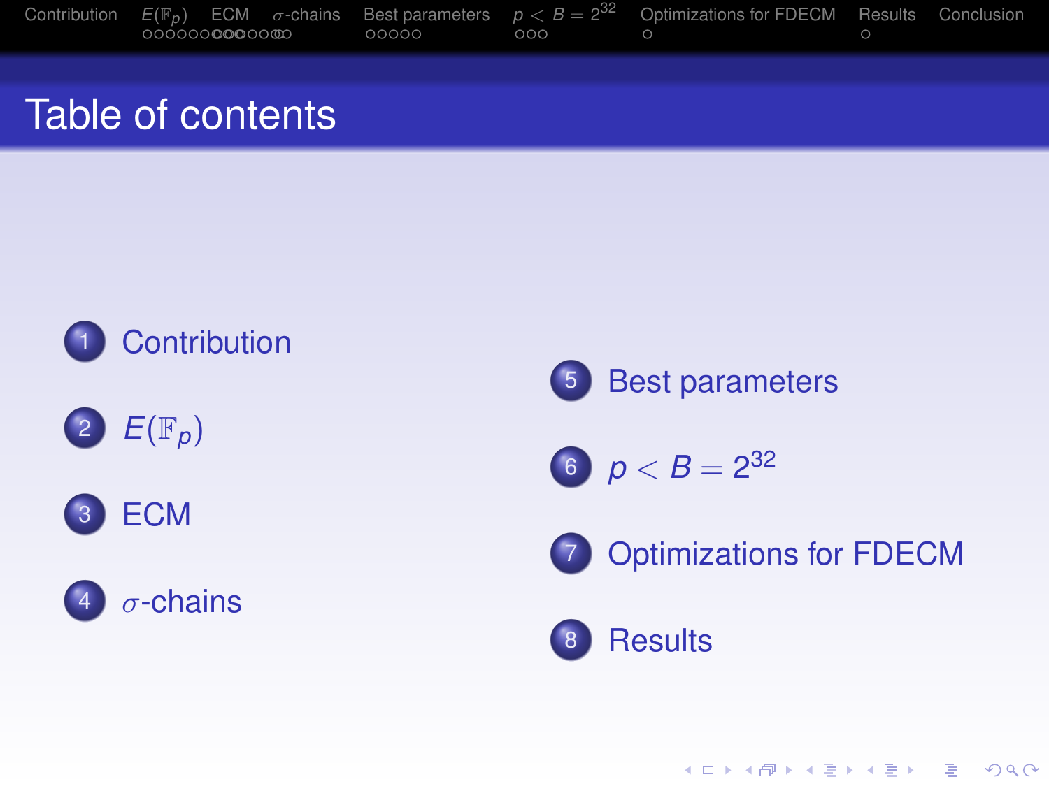# Table of contents

1. Contribution
2. $E(\mathbb{F}_p)$
3. ECM
4. $\sigma$-chains
5. Best parameters
6. $p < B = 2^{32}$
7. Optimizations for FDECM
8. Results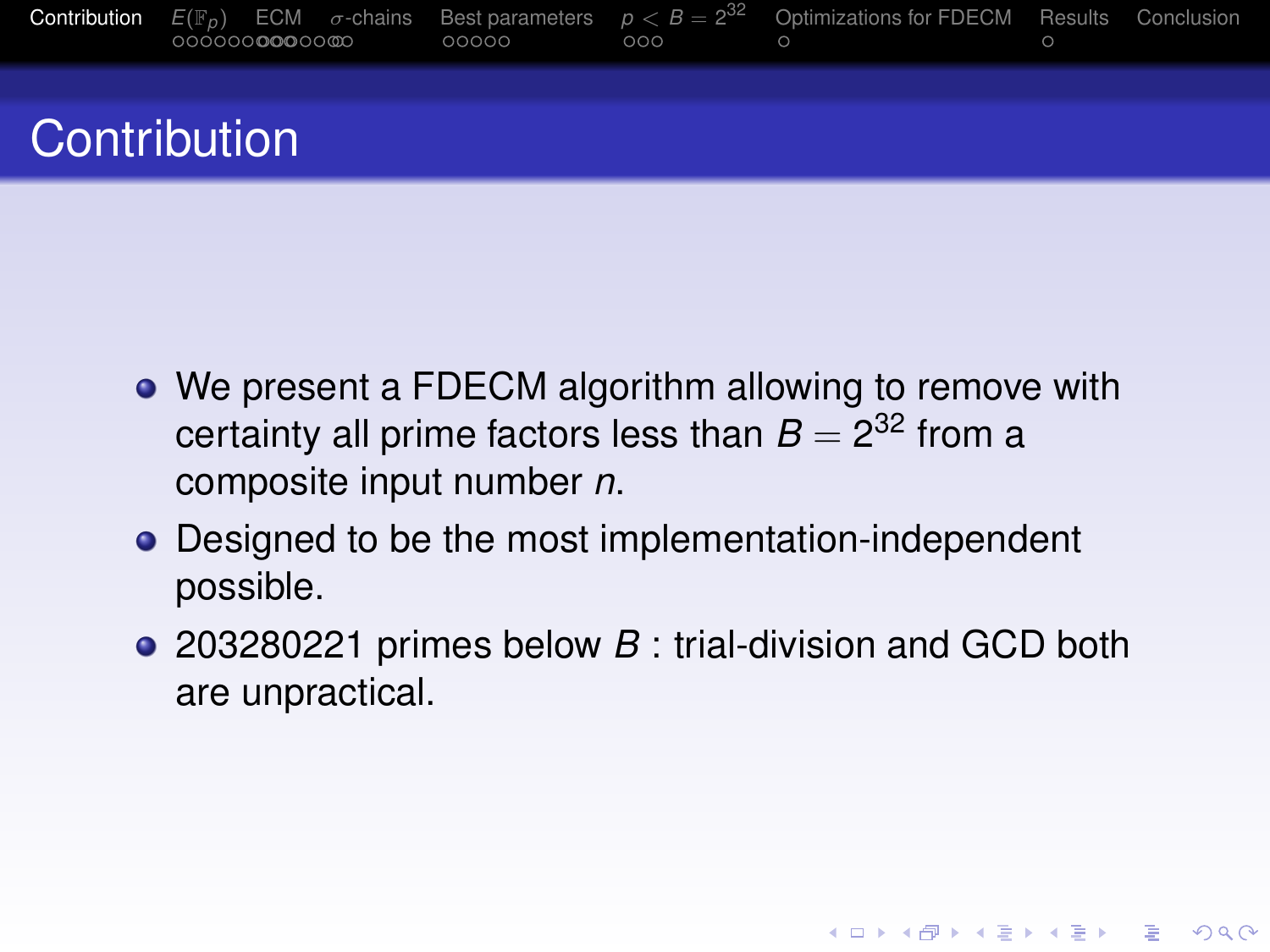# Contribution

- We present a FDECM algorithm allowing to remove with certainty all prime factors less than $B = 2^{32}$ from a composite input number $n$.
- Designed to be the most implementation-independent possible.
- 203280221 primes below $B$ : trial-division and GCD both are unpractical.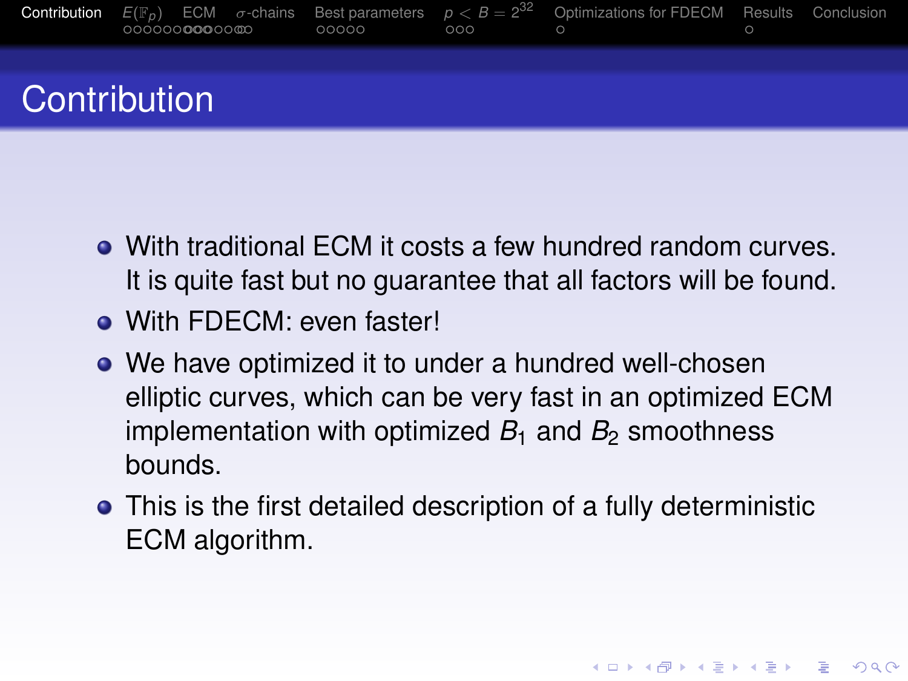# Contribution

- With traditional ECM it costs a few hundred random curves. It is quite fast but no guarantee that all factors will be found.
- With FDECM: even faster!
- We have optimized it to under a hundred well-chosen elliptic curves, which can be very fast in an optimized ECM implementation with optimized $B_1$ and $B_2$ smoothness bounds.
- This is the first detailed description of a fully deterministic ECM algorithm.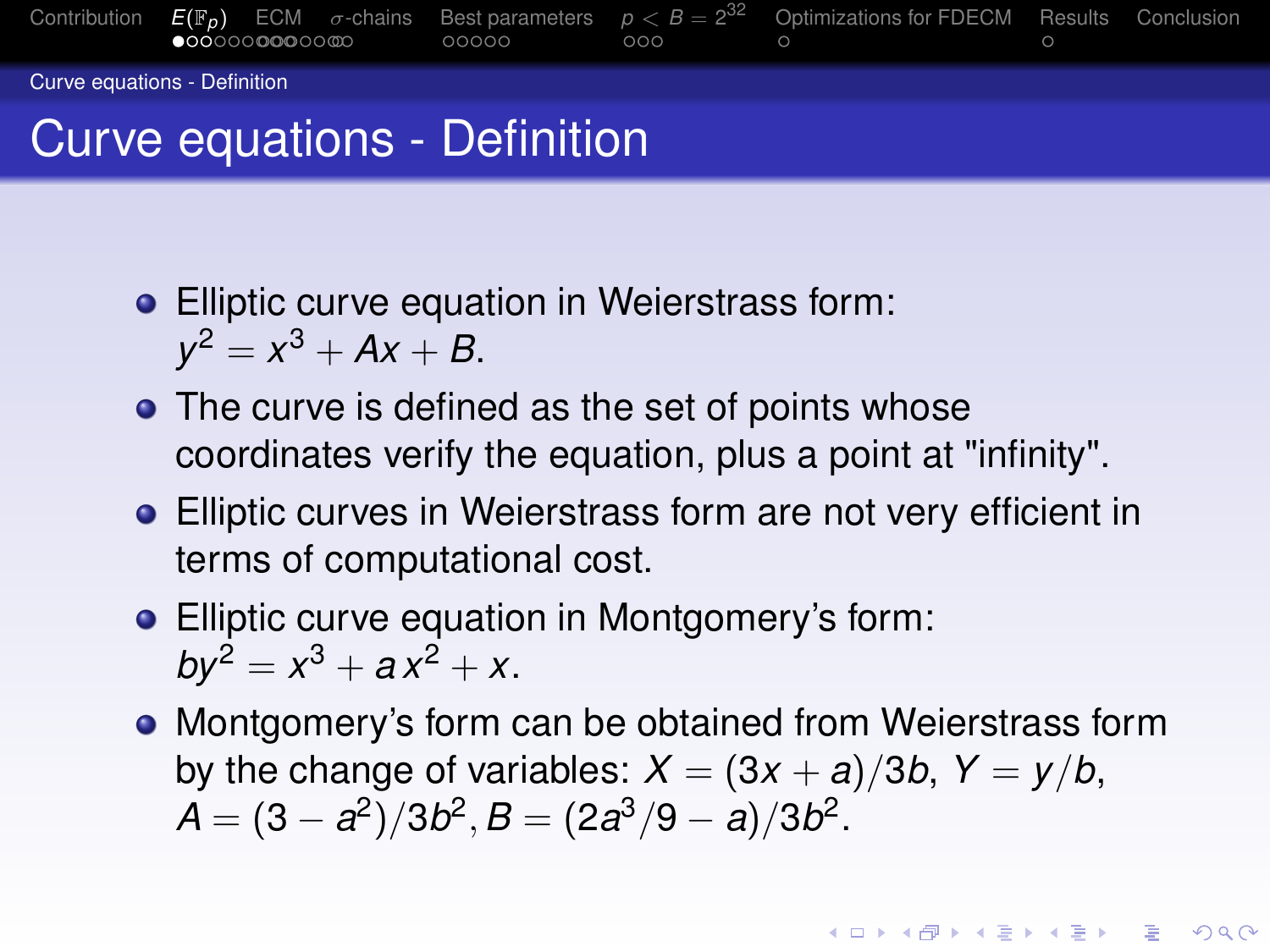# Curve equations - Definition

- Elliptic curve equation in Weierstrass form:
  $y^2 = x^3 + Ax + B$.
- The curve is defined as the set of points whose coordinates verify the equation, plus a point at "infinity".
- Elliptic curves in Weierstrass form are not very efficient in terms of computational cost.
- Elliptic curve equation in Montgomery's form:
  $by^2 = x^3 + a\,x^2 + x$.
- Montgomery's form can be obtained from Weierstrass form by the change of variables: $X = (3x + a)/3b$, $Y = y/b$, $A = (3 - a^2)/3b^2, B = (2a^3/9 - a)/3b^2$.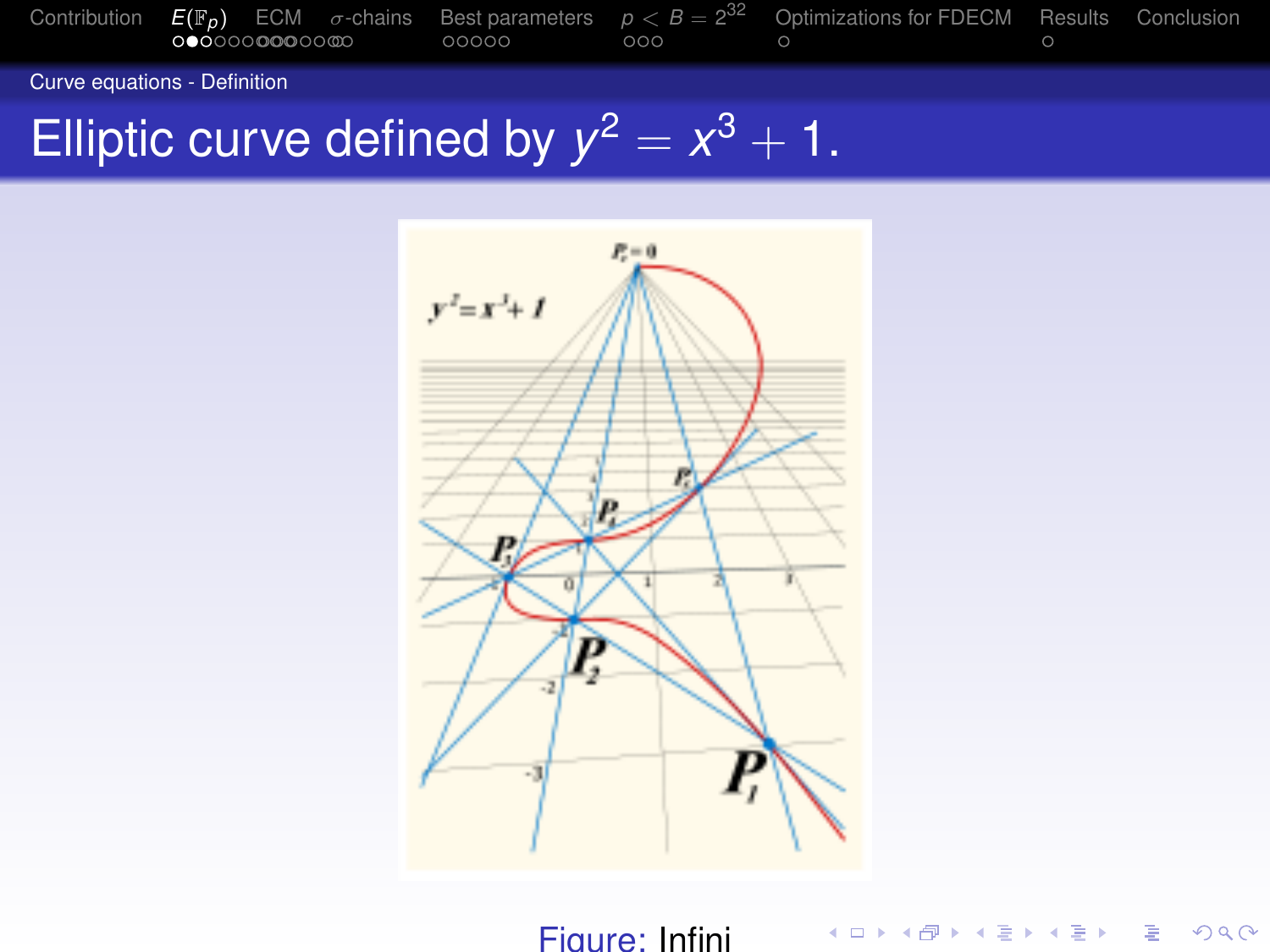## Curve equations - Definition

# Elliptic curve defined by $y^2 = x^3 + 1$.

Figure: Infini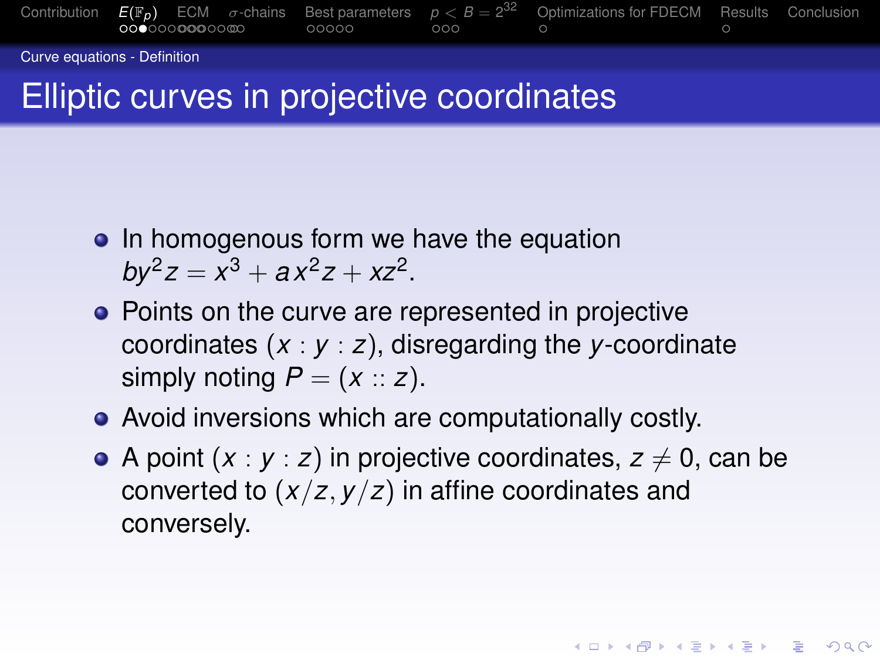# Elliptic curves in projective coordinates

- In homogenous form we have the equation $by^2z = x^3 + ax^2z + xz^2$.
- Points on the curve are represented in projective coordinates $(x : y : z)$, disregarding the $y$-coordinate simply noting $P = (x :: z)$.
- Avoid inversions which are computationally costly.
- A point $(x : y : z)$ in projective coordinates, $z \neq 0$, can be converted to $(x/z, y/z)$ in affine coordinates and conversely.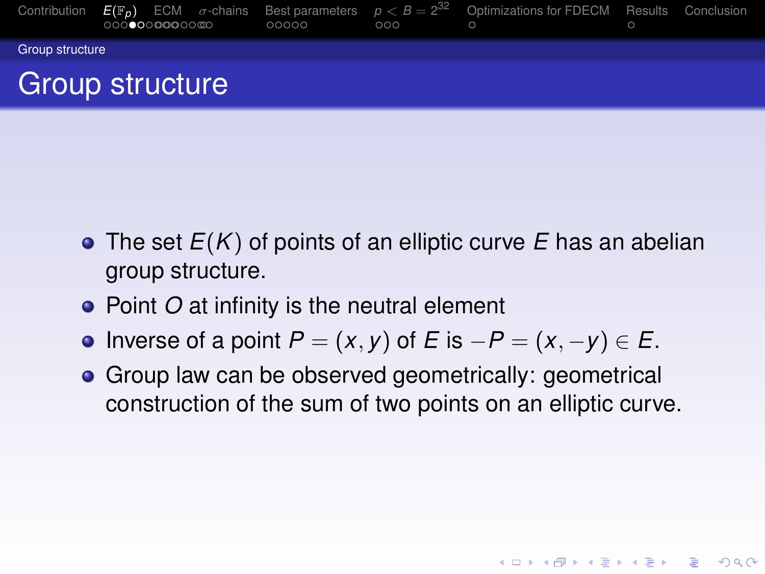# Group structure

- The set $E(K)$ of points of an elliptic curve $E$ has an abelian group structure.
- Point $O$ at infinity is the neutral element
- Inverse of a point $P = (x, y)$ of $E$ is $-P = (x, -y) \in E$.
- Group law can be observed geometrically: geometrical construction of the sum of two points on an elliptic curve.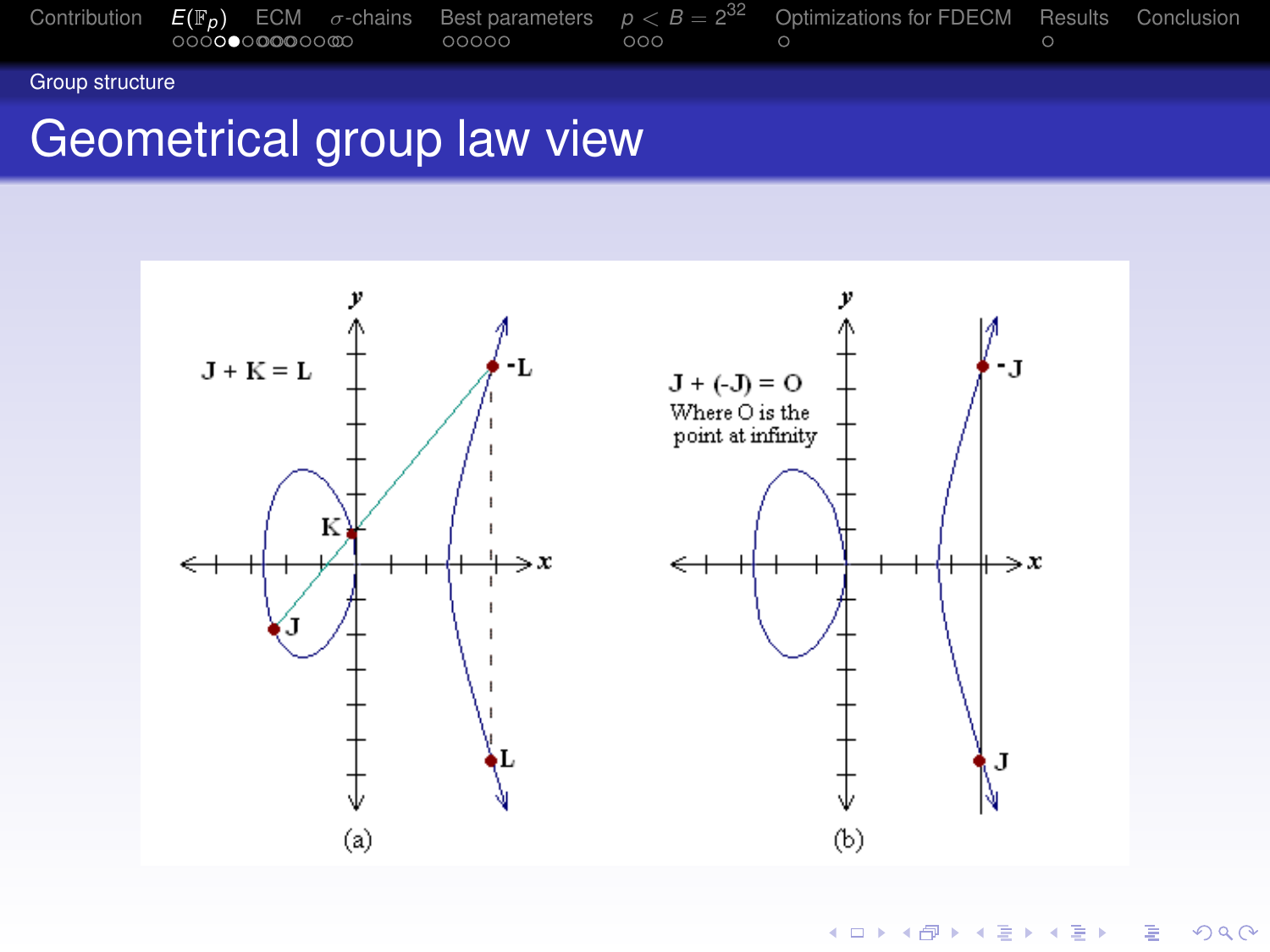## Group structure

# Geometrical group law view

J + K = L

J + (-J) = O
Where O is the point at infinity

(a) (b)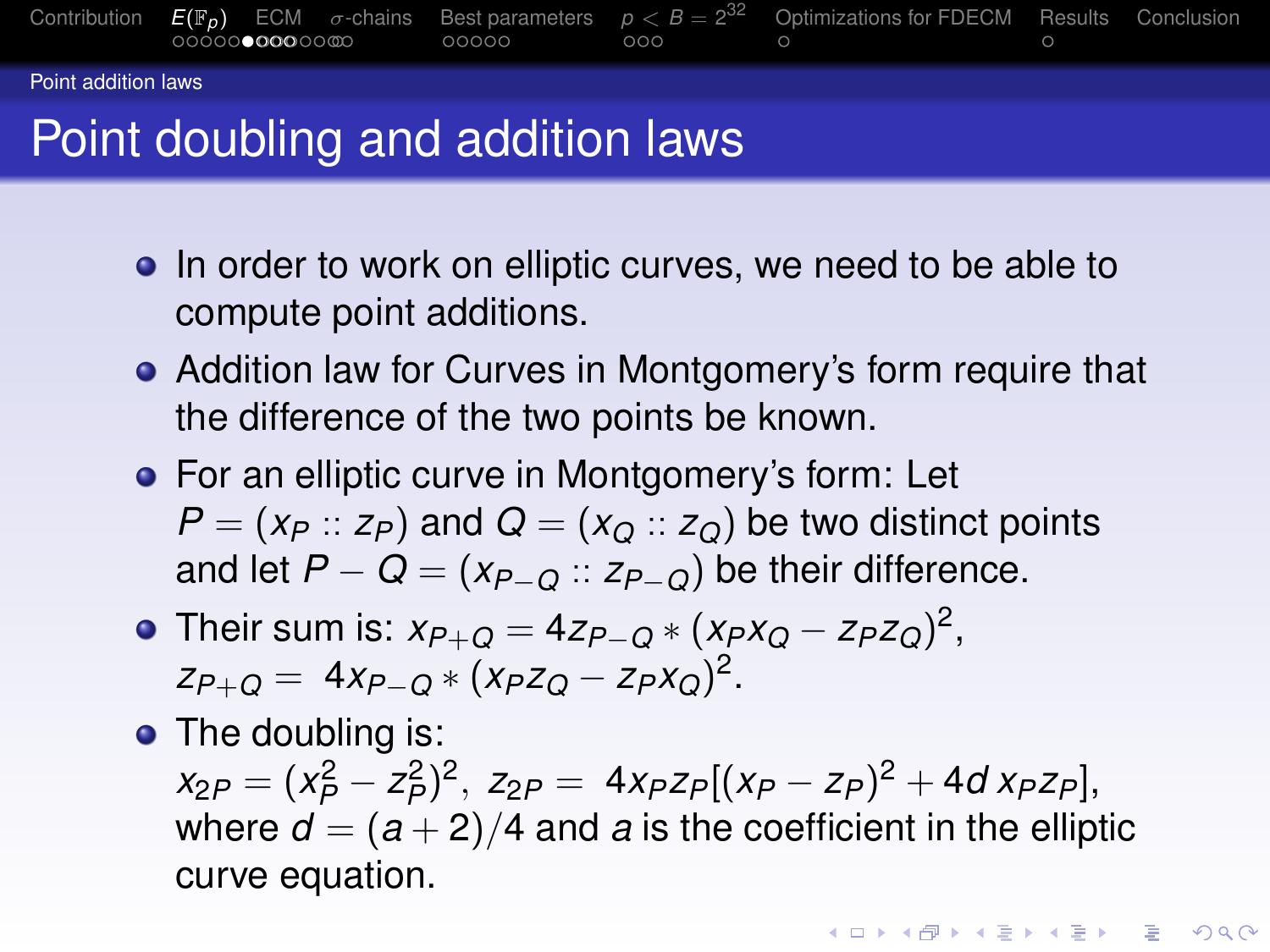## Point addition laws

# Point doubling and addition laws

- In order to work on elliptic curves, we need to be able to compute point additions.
- Addition law for Curves in Montgomery's form require that the difference of the two points be known.
- For an elliptic curve in Montgomery's form: Let $P = (x_P :: z_P)$ and $Q = (x_Q :: z_Q)$ be two distinct points and let $P - Q = (x_{P-Q} :: z_{P-Q})$ be their difference.
- Their sum is: $x_{P+Q} = 4z_{P-Q} * (x_P x_Q - z_P z_Q)^2$, $z_{P+Q} = 4x_{P-Q} * (x_P z_Q - z_P x_Q)^2$.
- The doubling is: $x_{2P} = (x_P^2 - z_P^2)^2$, $z_{2P} = 4x_P z_P[(x_P - z_P)^2 + 4d\, x_P z_P]$, where $d = (a+2)/4$ and $a$ is the coefficient in the elliptic curve equation.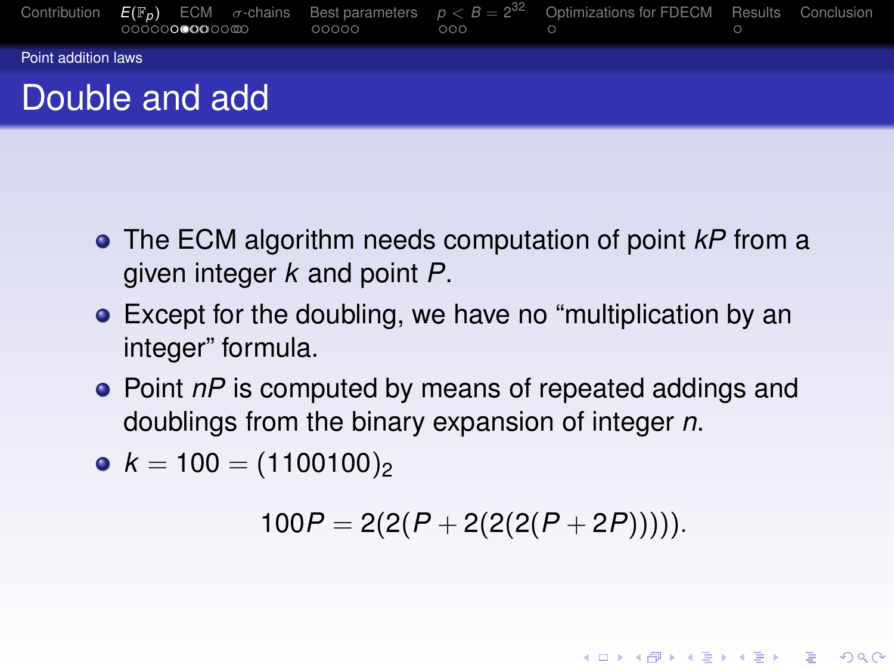## Point addition laws

# Double and add

- The ECM algorithm needs computation of point $kP$ from a given integer $k$ and point $P$.
- Except for the doubling, we have no “multiplication by an integer” formula.
- Point $nP$ is computed by means of repeated addings and doublings from the binary expansion of integer $n$.
- $k = 100 = (1100100)_2$

$$100P = 2(2(P + 2(2(2(P + 2P))))).$$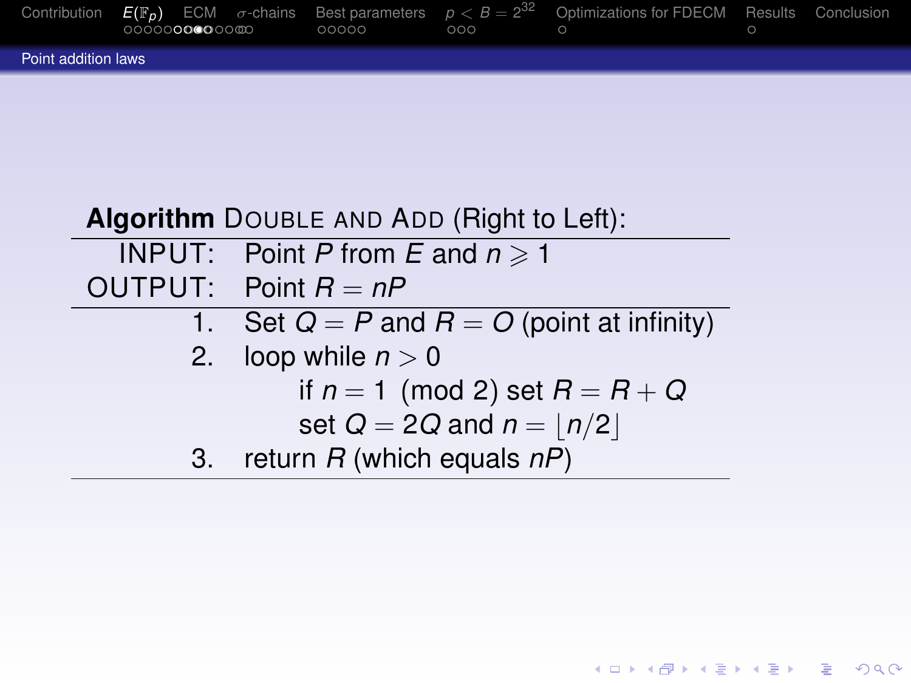## Point addition laws

**Algorithm** DOUBLE AND ADD (Right to Left):

INPUT: Point $P$ from $E$ and $n \geqslant 1$

OUTPUT: Point $R = nP$

1. Set $Q = P$ and $R = O$ (point at infinity)
2. loop while $n > 0$
   - if $n = 1 \pmod 2$ set $R = R + Q$
   - set $Q = 2Q$ and $n = \lfloor n/2 \rfloor$
3. return $R$ (which equals $nP$)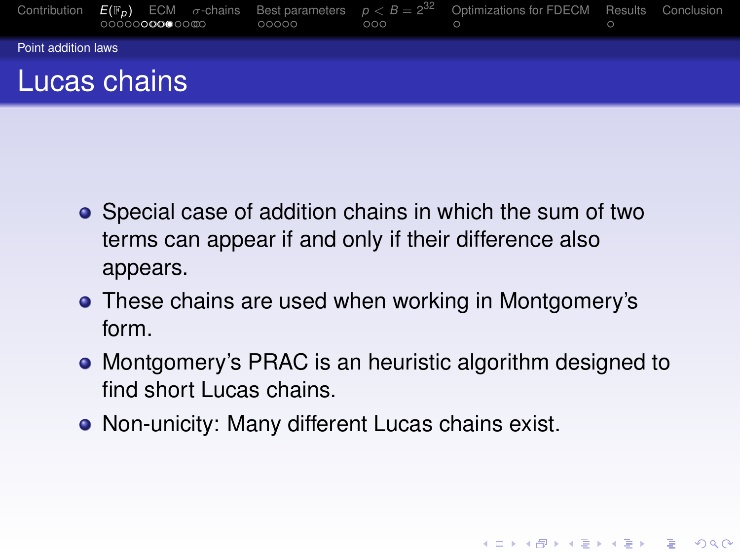## Point addition laws

# Lucas chains

- Special case of addition chains in which the sum of two terms can appear if and only if their difference also appears.
- These chains are used when working in Montgomery's form.
- Montgomery's PRAC is an heuristic algorithm designed to find short Lucas chains.
- Non-unicity: Many different Lucas chains exist.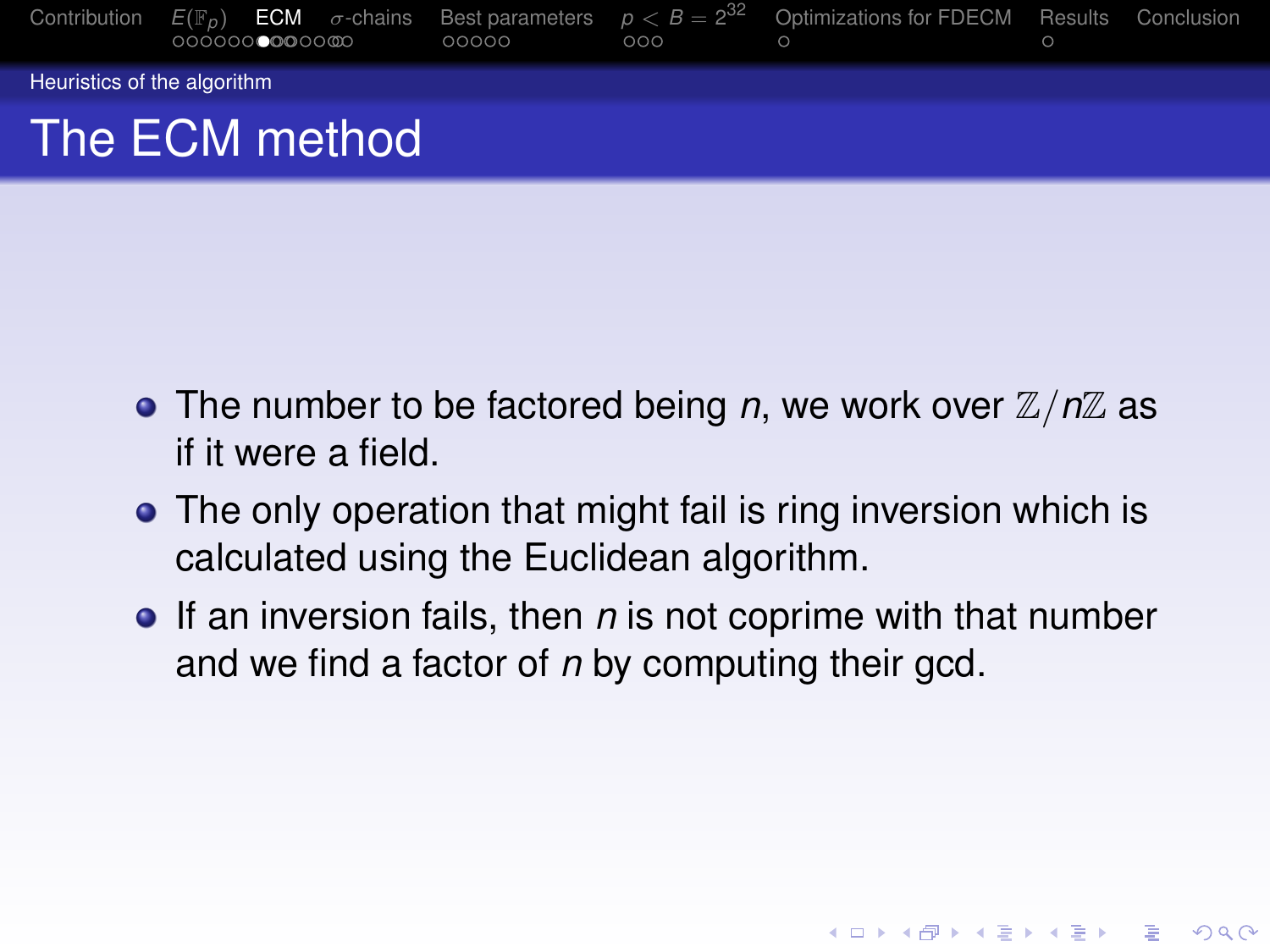Heuristics of the algorithm

# The ECM method

- The number to be factored being $n$, we work over $\mathbb{Z}/n\mathbb{Z}$ as if it were a field.
- The only operation that might fail is ring inversion which is calculated using the Euclidean algorithm.
- If an inversion fails, then $n$ is not coprime with that number and we find a factor of $n$ by computing their gcd.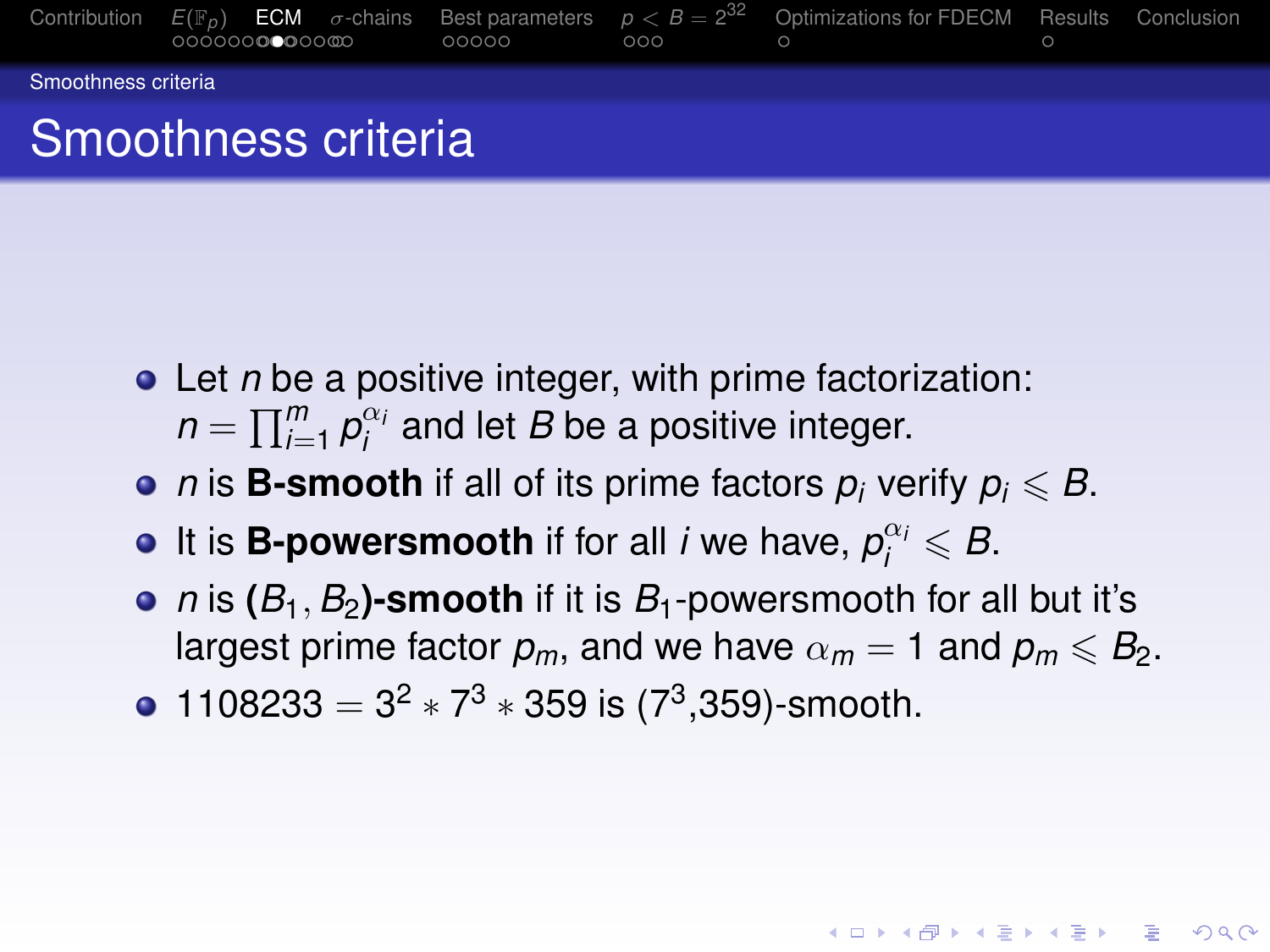# Smoothness criteria

- Let $n$ be a positive integer, with prime factorization: $n = \prod_{i=1}^{m} p_i^{\alpha_i}$ and let $B$ be a positive integer.
- $n$ is **B-smooth** if all of its prime factors $p_i$ verify $p_i \leqslant B$.
- It is **B-powersmooth** if for all $i$ we have, $p_i^{\alpha_i} \leqslant B$.
- $n$ is **$(B_1, B_2)$-smooth** if it is $B_1$-powersmooth for all but it's largest prime factor $p_m$, and we have $\alpha_m = 1$ and $p_m \leqslant B_2$.
- $1108233 = 3^2 * 7^3 * 359$ is ($7^3$,359)-smooth.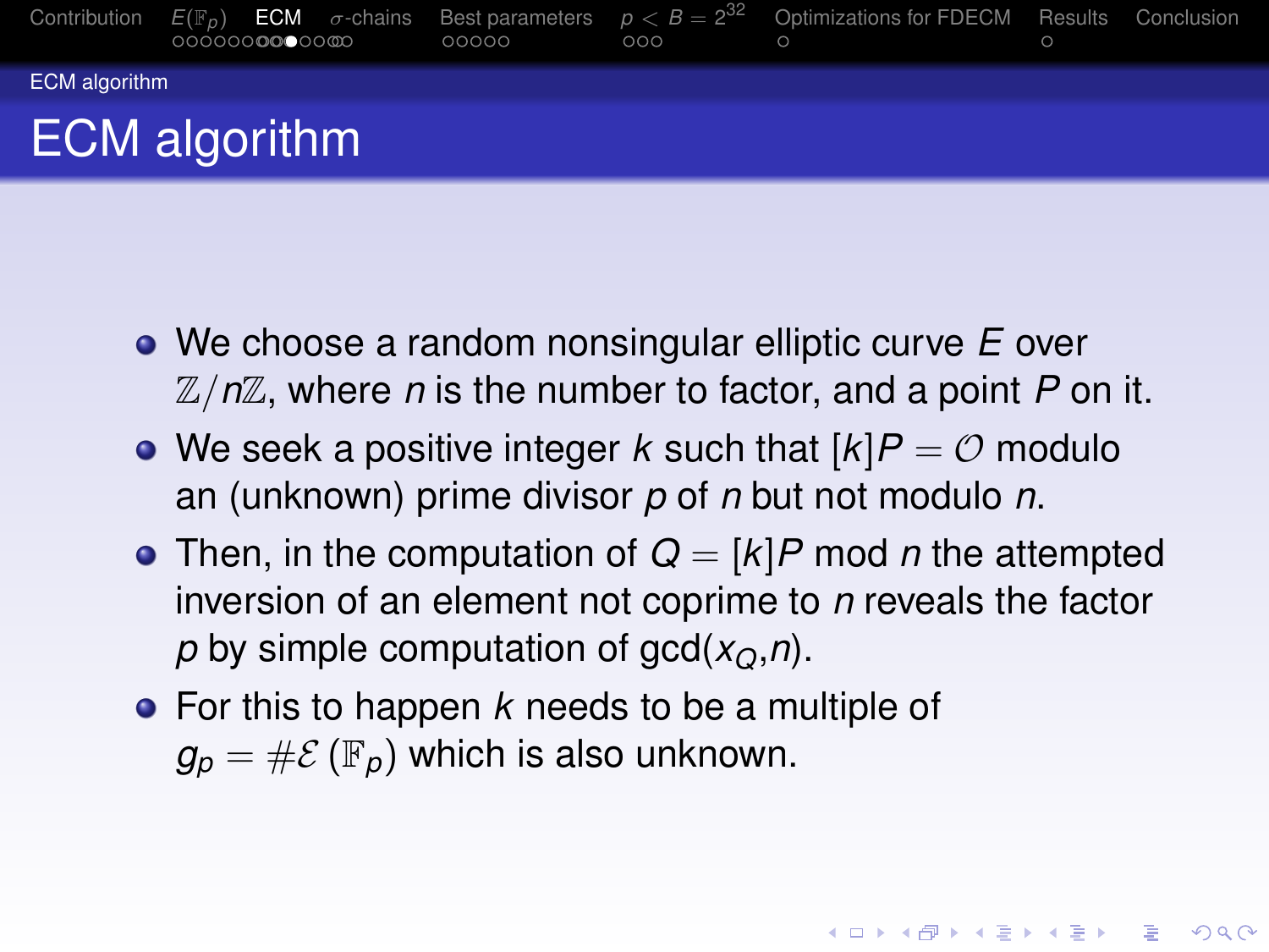# ECM algorithm

- We choose a random nonsingular elliptic curve $E$ over $\mathbb{Z}/n\mathbb{Z}$, where $n$ is the number to factor, and a point $P$ on it.
- We seek a positive integer $k$ such that $[k]P = \mathcal{O}$ modulo an (unknown) prime divisor $p$ of $n$ but not modulo $n$.
- Then, in the computation of $Q = [k]P$ mod $n$ the attempted inversion of an element not coprime to $n$ reveals the factor $p$ by simple computation of gcd($x_Q$,$n$).
- For this to happen $k$ needs to be a multiple of $g_p = \#\mathcal{E}\left(\mathbb{F}_p\right)$ which is also unknown.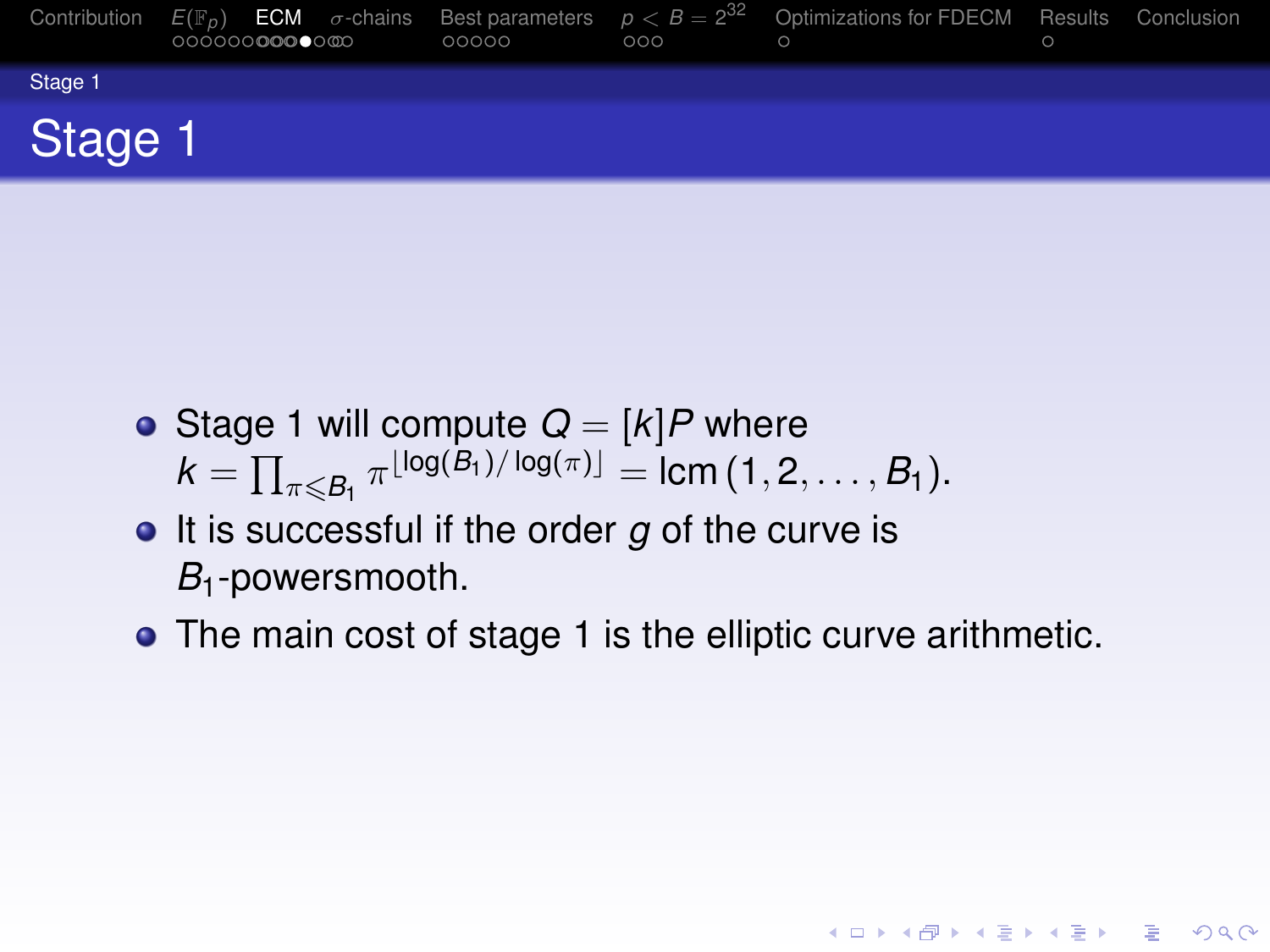# Stage 1

- Stage 1 will compute $Q = [k]P$ where $k = \prod_{\pi \leqslant B_1} \pi^{\lfloor \log(B_1)/\log(\pi) \rfloor} = \operatorname{lcm}(1, 2, \ldots, B_1)$.
- It is successful if the order $g$ of the curve is $B_1$-powersmooth.
- The main cost of stage 1 is the elliptic curve arithmetic.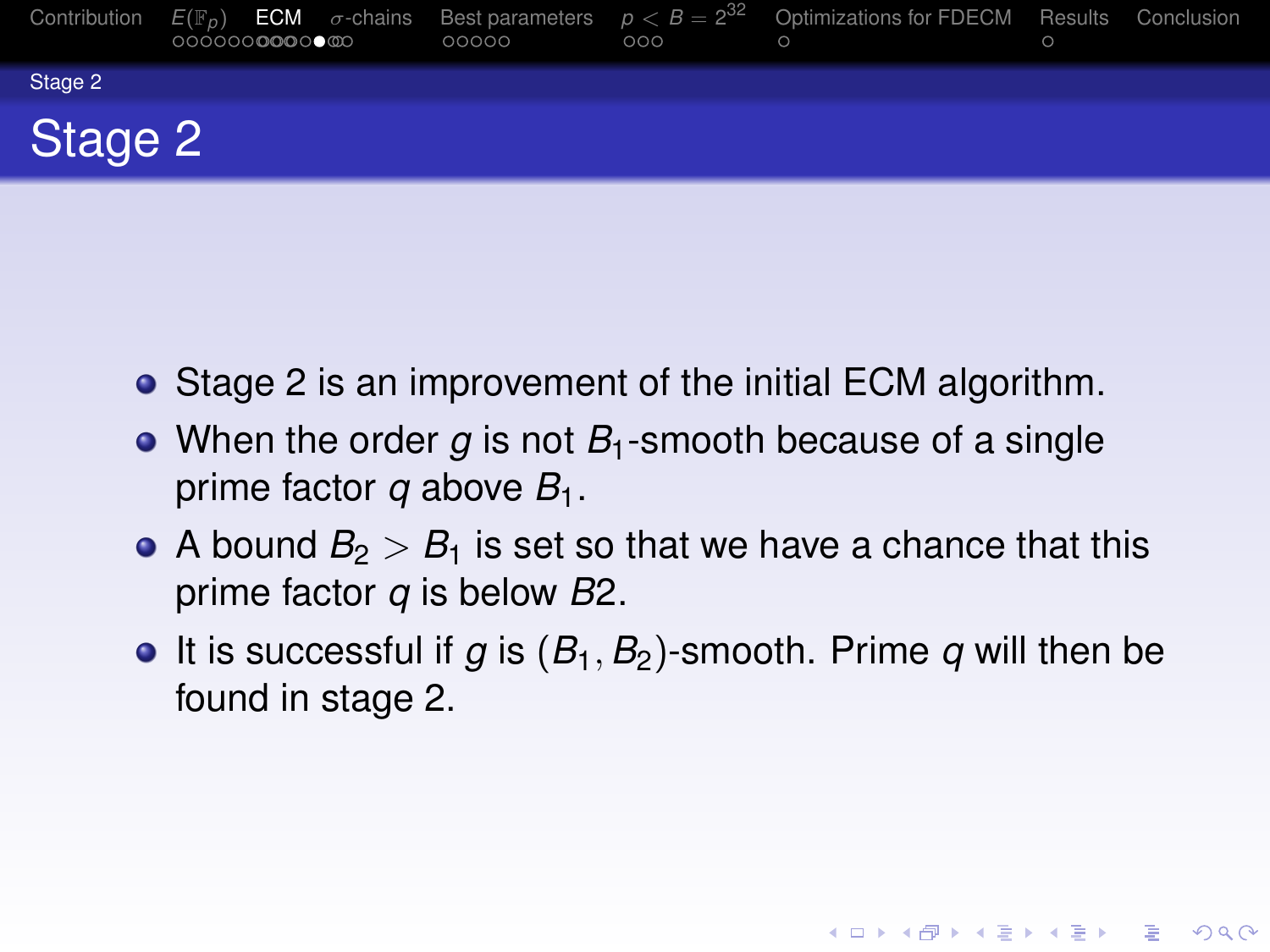# Stage 2

- Stage 2 is an improvement of the initial ECM algorithm.
- When the order $g$ is not $B_1$-smooth because of a single prime factor $q$ above $B_1$.
- A bound $B_2 > B_1$ is set so that we have a chance that this prime factor $q$ is below $B2$.
- It is successful if $g$ is $(B_1, B_2)$-smooth. Prime $q$ will then be found in stage 2.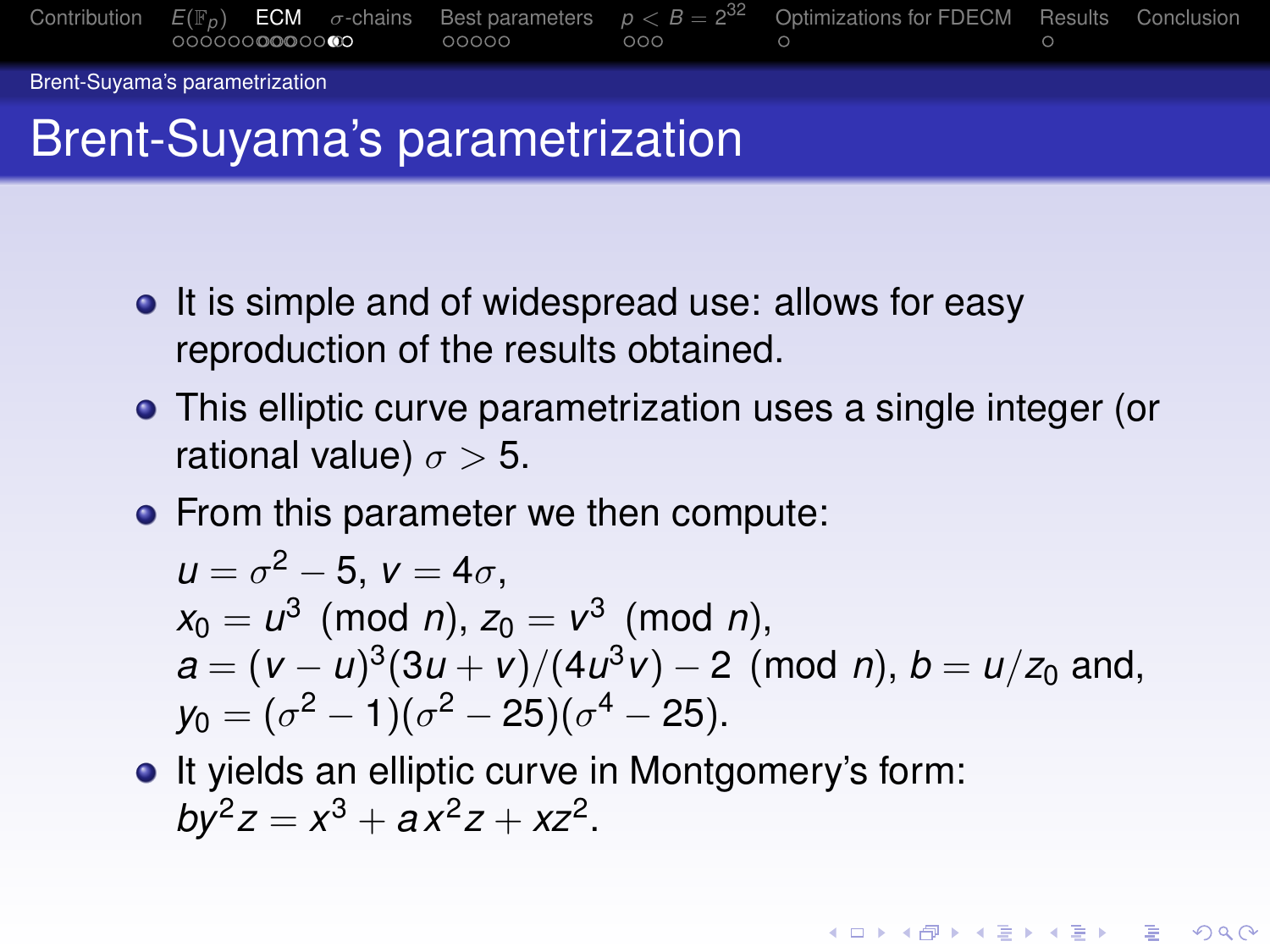# Brent-Suyama's parametrization

- It is simple and of widespread use: allows for easy reproduction of the results obtained.
- This elliptic curve parametrization uses a single integer (or rational value) $\sigma > 5$.
- From this parameter we then compute:

  $u = \sigma^2 - 5$, $v = 4\sigma$,
  $x_0 = u^3 \pmod{n}$, $z_0 = v^3 \pmod{n}$,
  $a = (v-u)^3(3u+v)/(4u^3v) - 2 \pmod{n}$, $b = u/z_0$ and,
  $y_0 = (\sigma^2 - 1)(\sigma^2 - 25)(\sigma^4 - 25)$.
- It yields an elliptic curve in Montgomery's form: $by^2z = x^3 + ax^2z + xz^2$.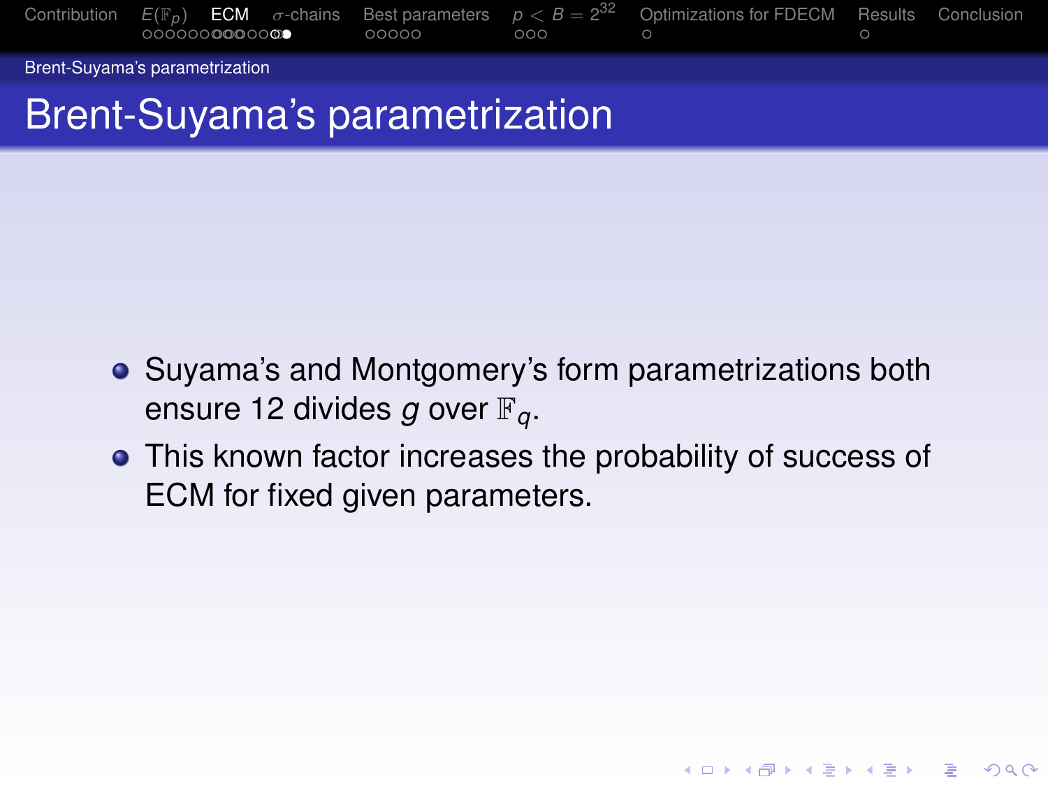# Brent-Suyama's parametrization

- Suyama's and Montgomery's form parametrizations both ensure 12 divides $g$ over $\mathbb{F}_q$.
- This known factor increases the probability of success of ECM for fixed given parameters.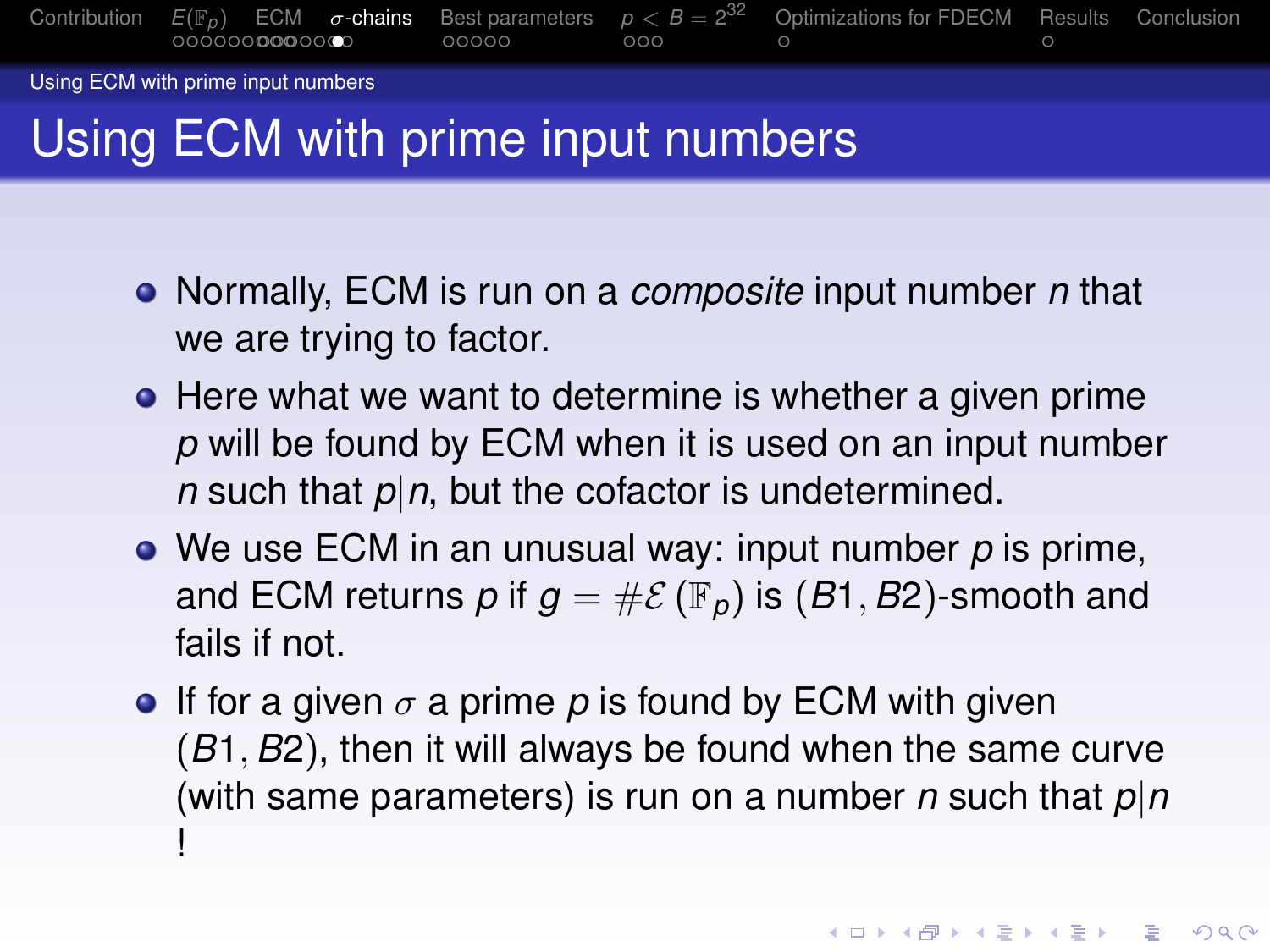# Using ECM with prime input numbers

- Normally, ECM is run on a *composite* input number $n$ that we are trying to factor.
- Here what we want to determine is whether a given prime $p$ will be found by ECM when it is used on an input number $n$ such that $p|n$, but the cofactor is undetermined.
- We use ECM in an unusual way: input number $p$ is prime, and ECM returns $p$ if $g = \#\mathcal{E}(\mathbb{F}_p)$ is $(B1, B2)$-smooth and fails if not.
- If for a given $\sigma$ a prime $p$ is found by ECM with given $(B1, B2)$, then it will always be found when the same curve (with same parameters) is run on a number $n$ such that $p|n$ !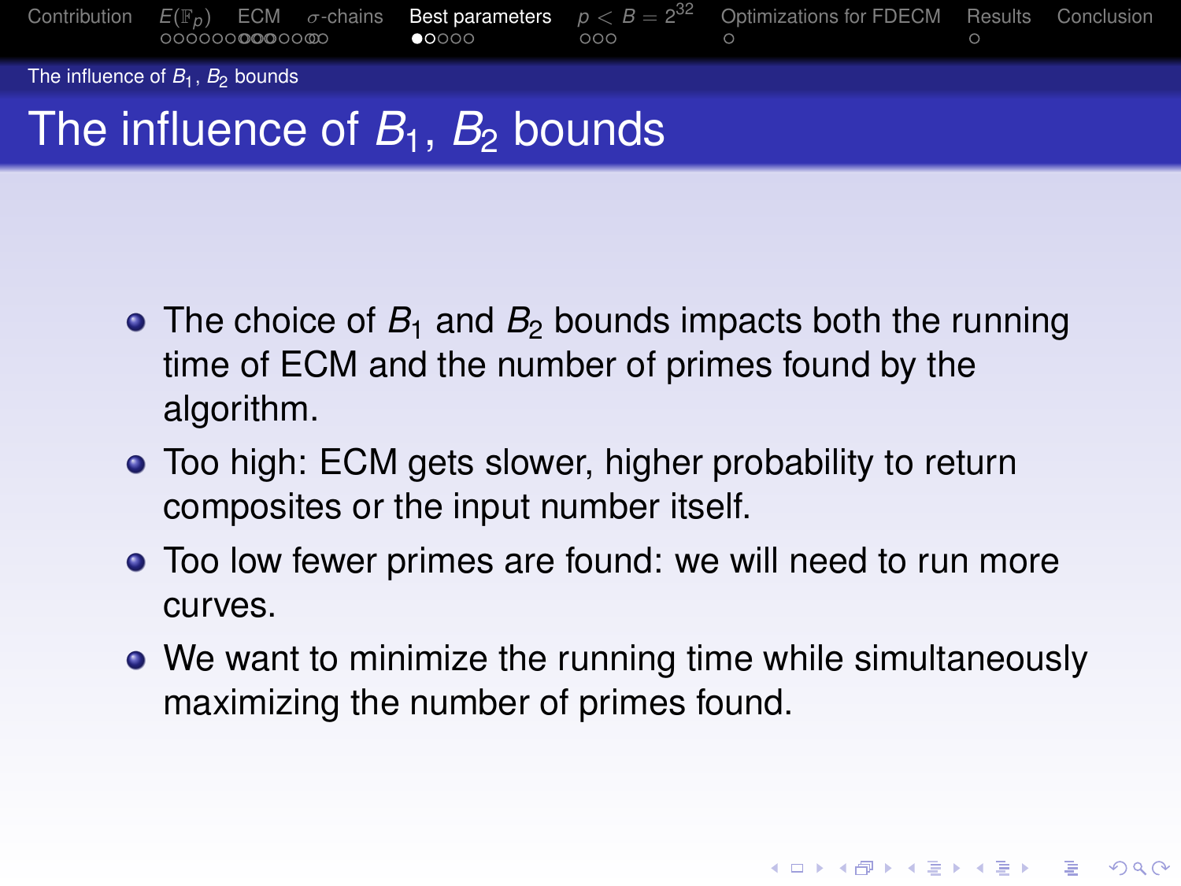# The influence of $B_1$, $B_2$ bounds

- The choice of $B_1$ and $B_2$ bounds impacts both the running time of ECM and the number of primes found by the algorithm.
- Too high: ECM gets slower, higher probability to return composites or the input number itself.
- Too low fewer primes are found: we will need to run more curves.
- We want to minimize the running time while simultaneously maximizing the number of primes found.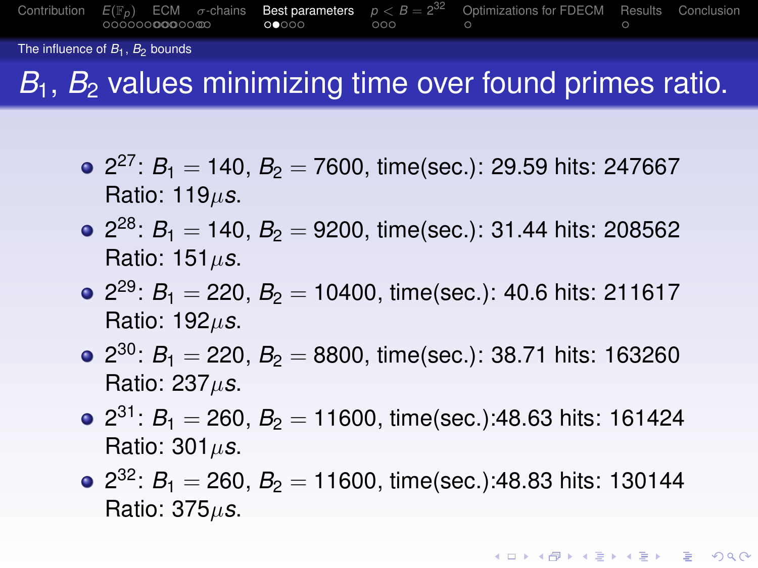# $B_1$, $B_2$ values minimizing time over found primes ratio.

- $2^{27}$: $B_1 = 140$, $B_2 = 7600$, time(sec.): 29.59 hits: 247667 Ratio: 119$\mu s$.
- $2^{28}$: $B_1 = 140$, $B_2 = 9200$, time(sec.): 31.44 hits: 208562 Ratio: 151$\mu s$.
- $2^{29}$: $B_1 = 220$, $B_2 = 10400$, time(sec.): 40.6 hits: 211617 Ratio: 192$\mu s$.
- $2^{30}$: $B_1 = 220$, $B_2 = 8800$, time(sec.): 38.71 hits: 163260 Ratio: 237$\mu s$.
- $2^{31}$: $B_1 = 260$, $B_2 = 11600$, time(sec.):48.63 hits: 161424 Ratio: 301$\mu s$.
- $2^{32}$: $B_1 = 260$, $B_2 = 11600$, time(sec.):48.83 hits: 130144 Ratio: 375$\mu s$.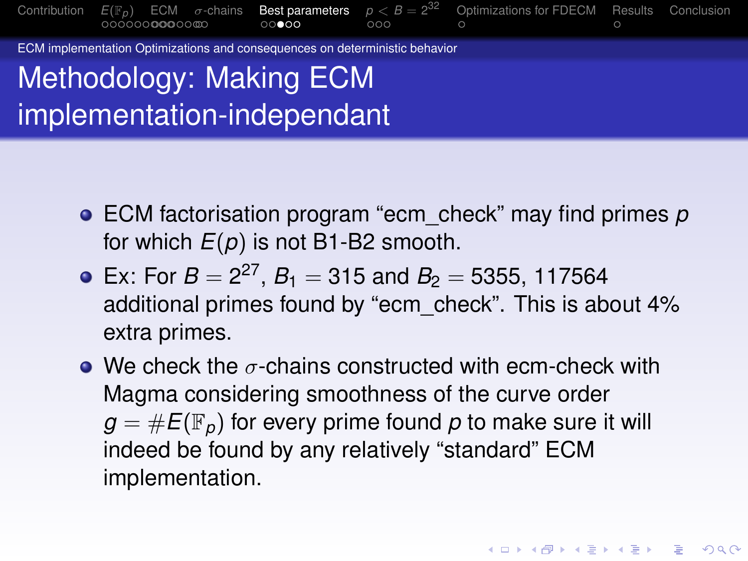ECM implementation Optimizations and consequences on deterministic behavior

# Methodology: Making ECM implementation-independant

- ECM factorisation program “ecm_check” may find primes $p$ for which $E(p)$ is not B1-B2 smooth.
- Ex: For $B = 2^{27}$, $B_1 = 315$ and $B_2 = 5355$, 117564 additional primes found by “ecm_check”. This is about 4% extra primes.
- We check the $\sigma$-chains constructed with ecm-check with Magma considering smoothness of the curve order $g = \#E(\mathbb{F}_p)$ for every prime found $p$ to make sure it will indeed be found by any relatively “standard” ECM implementation.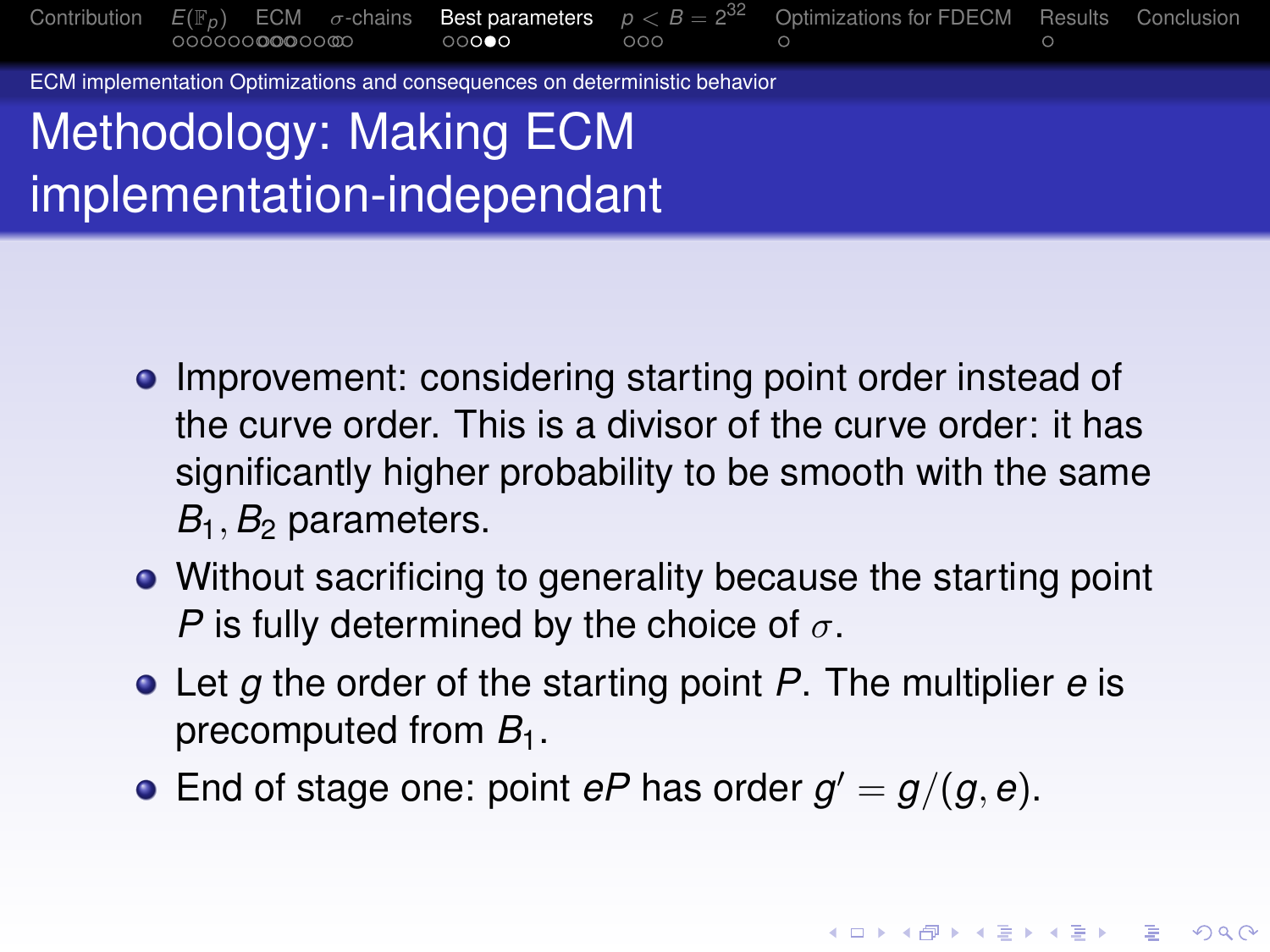ECM implementation Optimizations and consequences on deterministic behavior

# Methodology: Making ECM implementation-independant

- Improvement: considering starting point order instead of the curve order. This is a divisor of the curve order: it has significantly higher probability to be smooth with the same $B_1, B_2$ parameters.
- Without sacrificing to generality because the starting point $P$ is fully determined by the choice of $\sigma$.
- Let $g$ the order of the starting point $P$. The multiplier $e$ is precomputed from $B_1$.
- End of stage one: point $eP$ has order $g' = g/(g, e)$.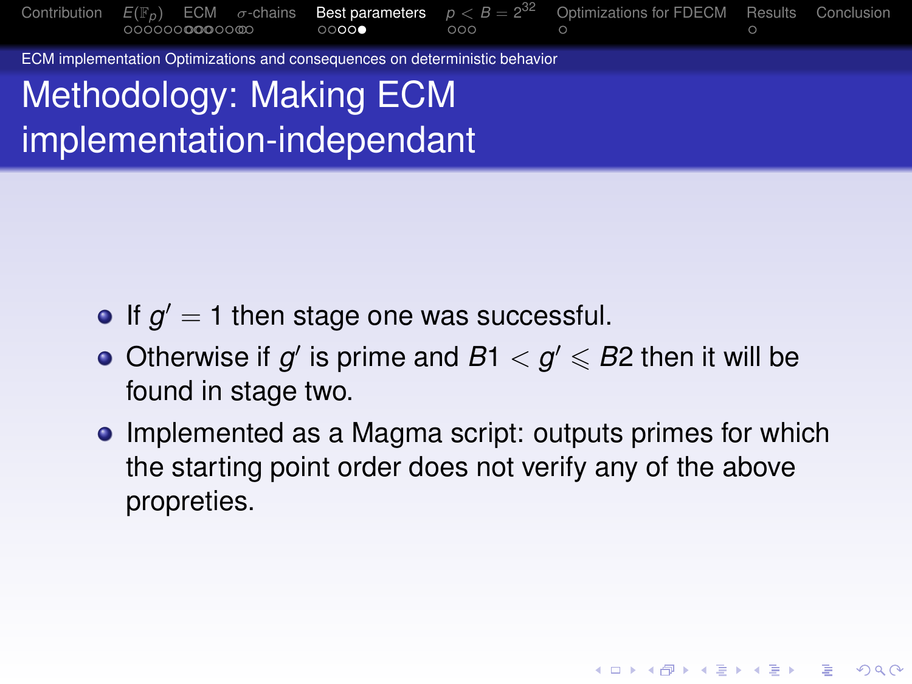## Methodology: Making ECM implementation-independant

- If $g' = 1$ then stage one was successful.
- Otherwise if $g'$ is prime and $B1 < g' \leqslant B2$ then it will be found in stage two.
- Implemented as a Magma script: outputs primes for which the starting point order does not verify any of the above propreties.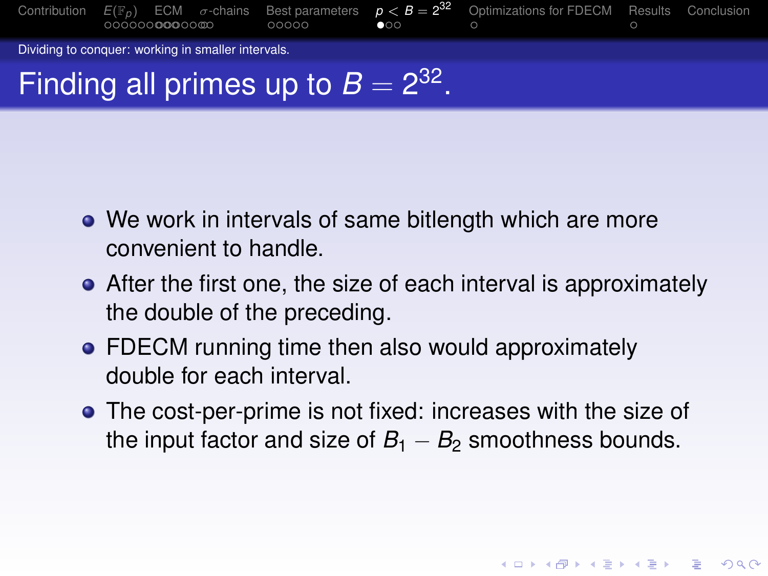Dividing to conquer: working in smaller intervals.

# Finding all primes up to $B = 2^{32}$.

- We work in intervals of same bitlength which are more convenient to handle.
- After the first one, the size of each interval is approximately the double of the preceding.
- FDECM running time then also would approximately double for each interval.
- The cost-per-prime is not fixed: increases with the size of the input factor and size of $B_1 - B_2$ smoothness bounds.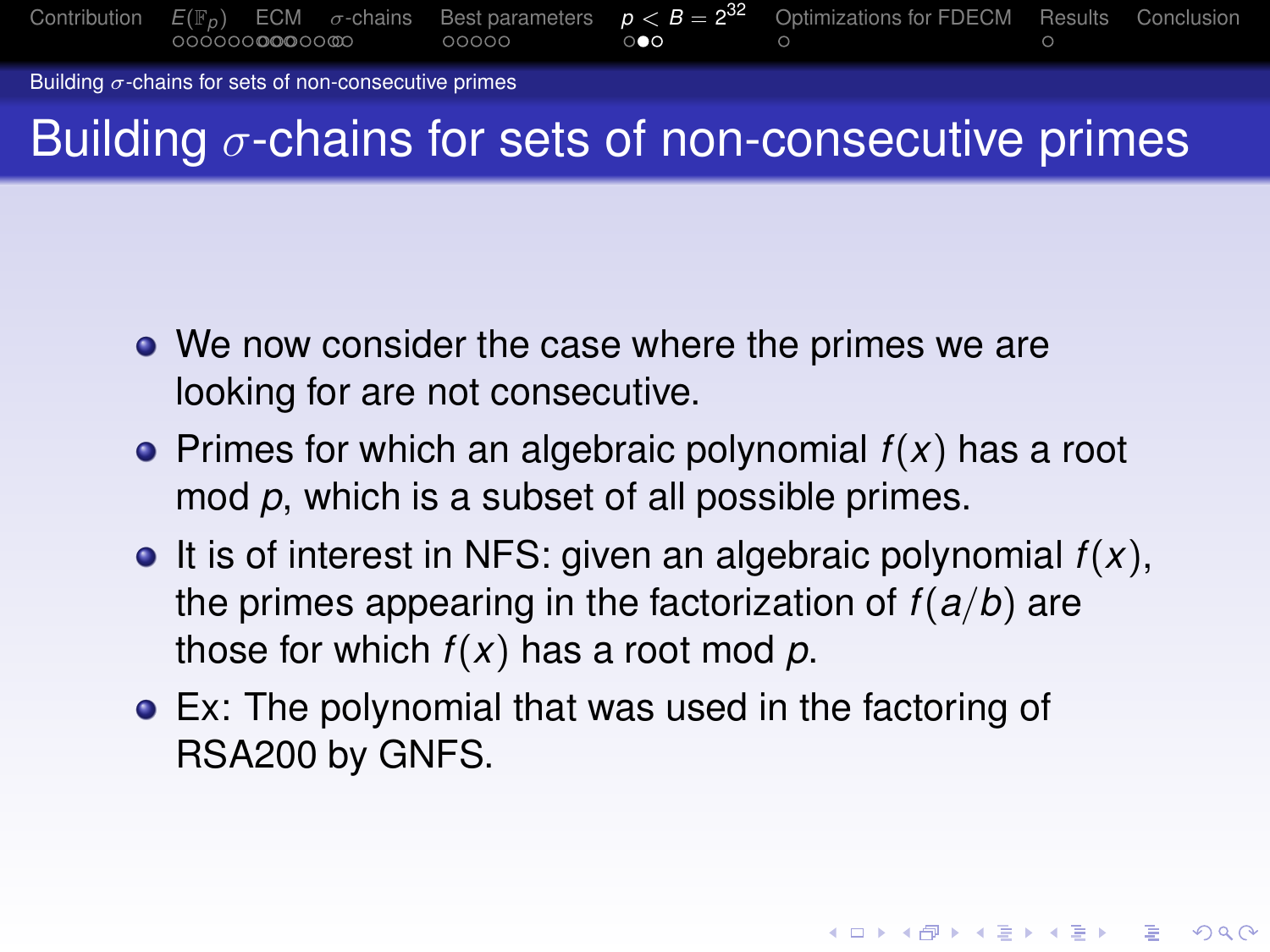# Building $\sigma$-chains for sets of non-consecutive primes

- We now consider the case where the primes we are looking for are not consecutive.
- Primes for which an algebraic polynomial $f(x)$ has a root mod $p$, which is a subset of all possible primes.
- It is of interest in NFS: given an algebraic polynomial $f(x)$, the primes appearing in the factorization of $f(a/b)$ are those for which $f(x)$ has a root mod $p$.
- Ex: The polynomial that was used in the factoring of RSA200 by GNFS.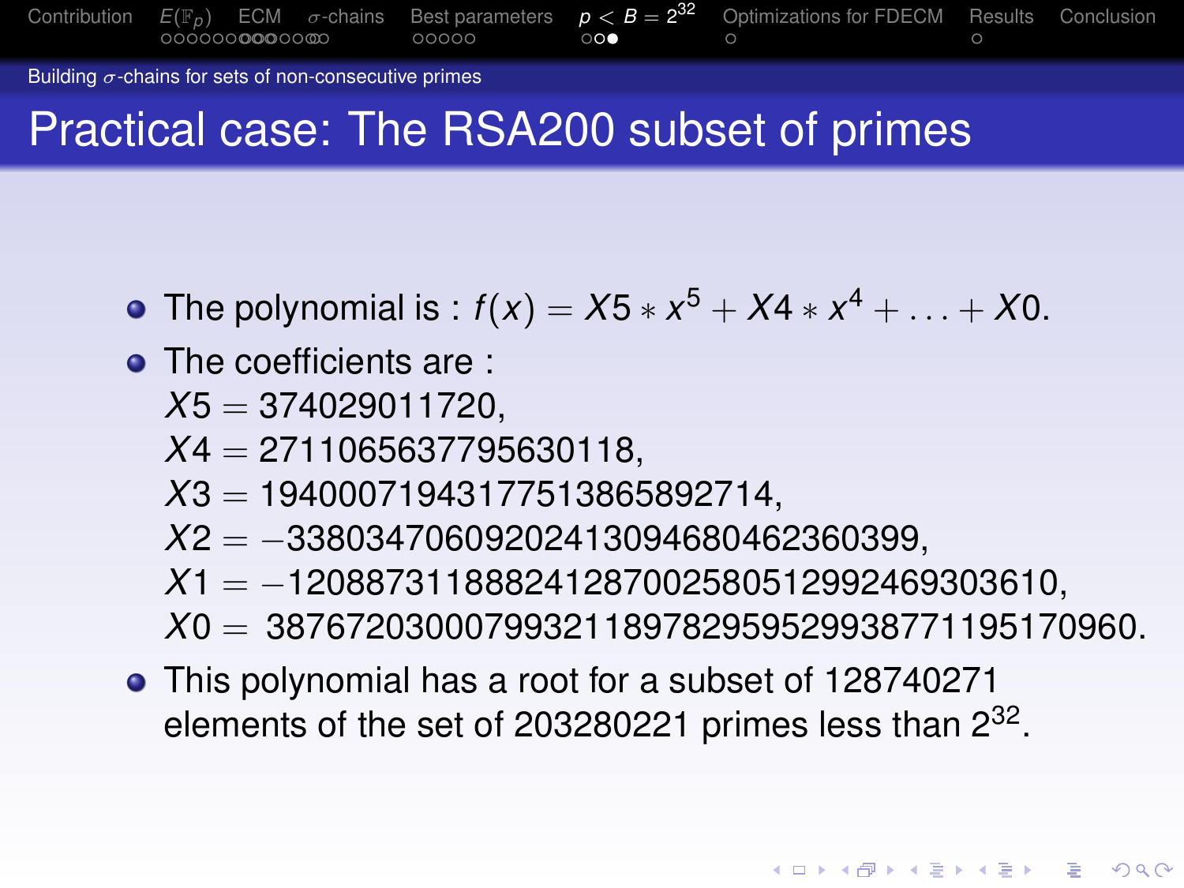## Building $\sigma$-chains for sets of non-consecutive primes

# Practical case: The RSA200 subset of primes

- The polynomial is : $f(x) = X5 * x^5 + X4 * x^4 + \ldots + X0$.
- The coefficients are :
  $X5 = 374029011720$,
  $X4 = 2711065637795630118$,
  $X3 = 19400071943177513865892714$,
  $X2 = -33803470609202413094680462360399$,
  $X1 = -120887311888241287002580512992469303610$,
  $X0 = 3876720300079932118978295952993877119517096\,0$.
- This polynomial has a root for a subset of 128740271 elements of the set of 203280221 primes less than $2^{32}$.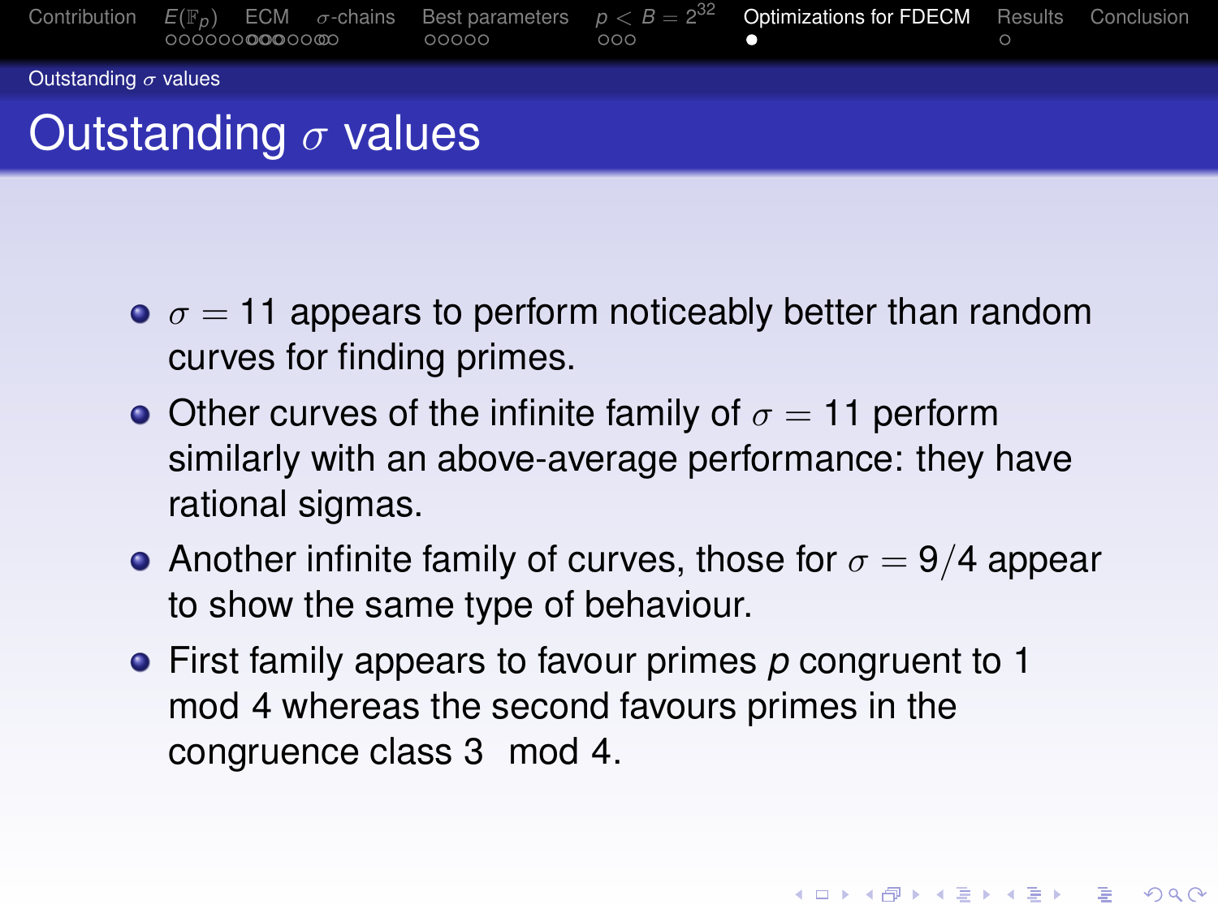# Outstanding $\sigma$ values

- $\sigma = 11$ appears to perform noticeably better than random curves for finding primes.
- Other curves of the infinite family of $\sigma = 11$ perform similarly with an above-average performance: they have rational sigmas.
- Another infinite family of curves, those for $\sigma = 9/4$ appear to show the same type of behaviour.
- First family appears to favour primes $p$ congruent to 1 mod 4 whereas the second favours primes in the congruence class $3 \mod 4$.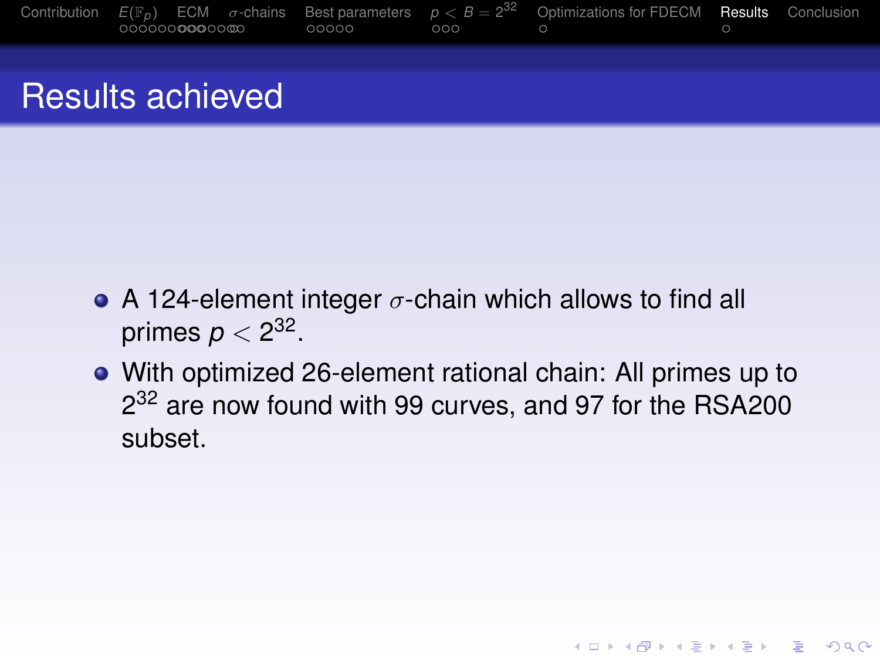# Results achieved

- A 124-element integer $\sigma$-chain which allows to find all primes $p < 2^{32}$.
- With optimized 26-element rational chain: All primes up to $2^{32}$ are now found with 99 curves, and 97 for the RSA200 subset.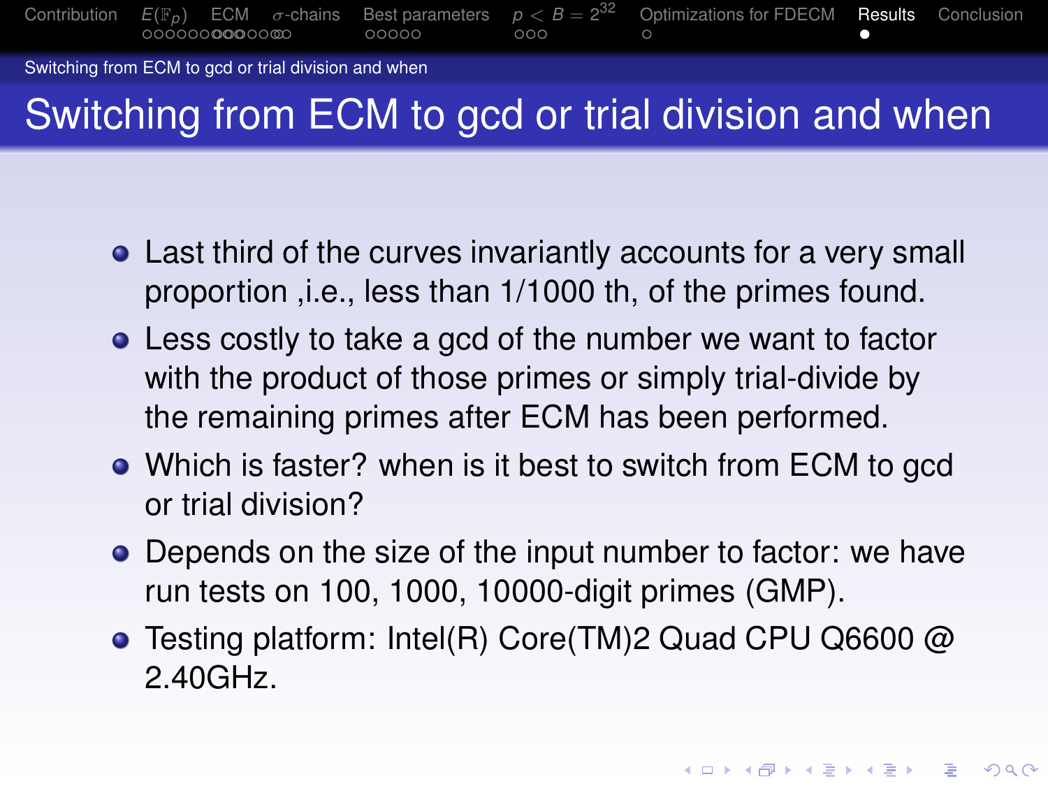# Switching from ECM to gcd or trial division and when

- Last third of the curves invariantly accounts for a very small proportion ,i.e., less than 1/1000 th, of the primes found.
- Less costly to take a gcd of the number we want to factor with the product of those primes or simply trial-divide by the remaining primes after ECM has been performed.
- Which is faster? when is it best to switch from ECM to gcd or trial division?
- Depends on the size of the input number to factor: we have run tests on 100, 1000, 10000-digit primes (GMP).
- Testing platform: Intel(R) Core(TM)2 Quad CPU Q6600 @ 2.40GHz.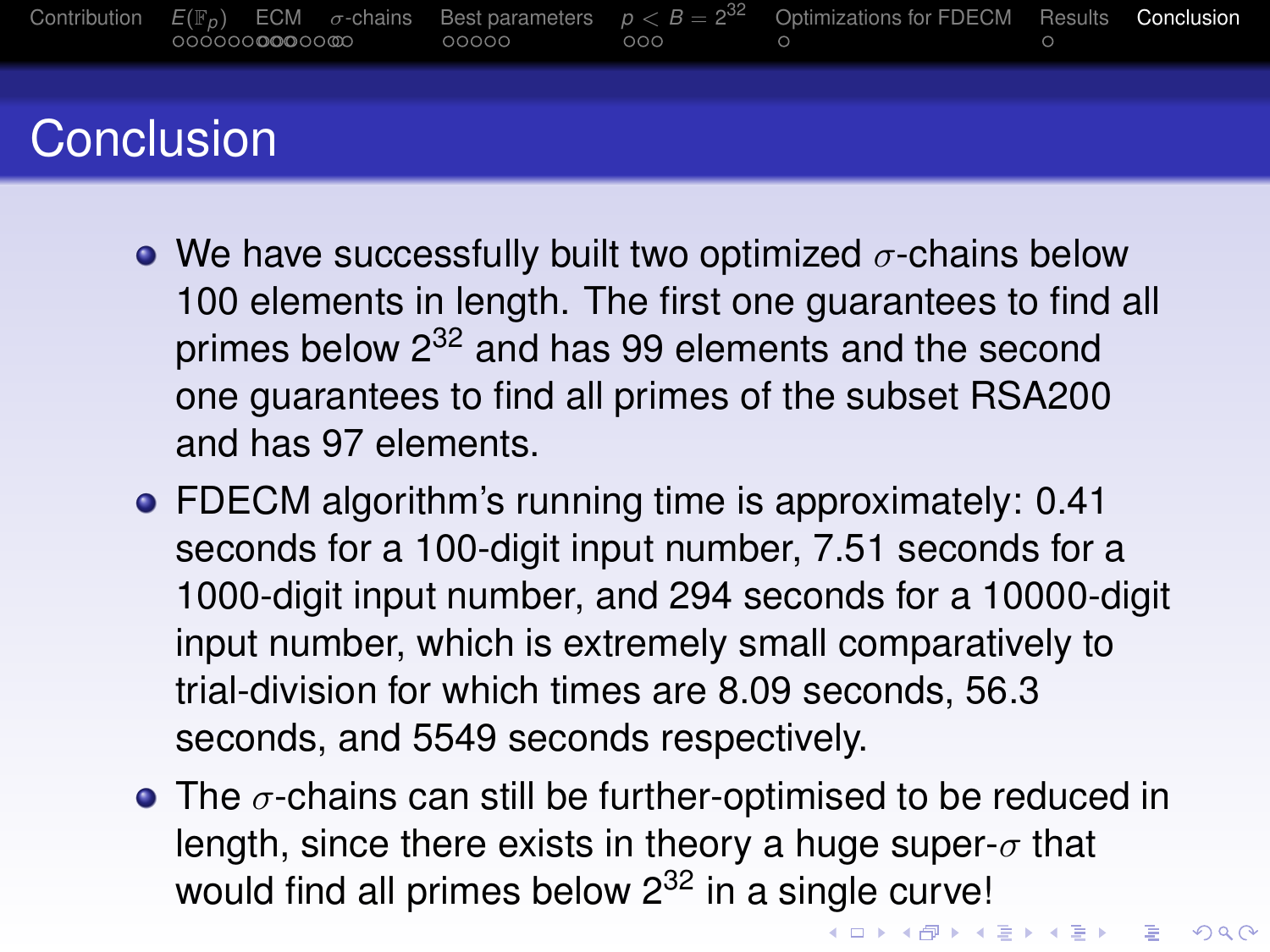# Conclusion

- We have successfully built two optimized $\sigma$-chains below 100 elements in length. The first one guarantees to find all primes below $2^{32}$ and has 99 elements and the second one guarantees to find all primes of the subset RSA200 and has 97 elements.
- FDECM algorithm's running time is approximately: 0.41 seconds for a 100-digit input number, 7.51 seconds for a 1000-digit input number, and 294 seconds for a 10000-digit input number, which is extremely small comparatively to trial-division for which times are 8.09 seconds, 56.3 seconds, and 5549 seconds respectively.
- The $\sigma$-chains can still be further-optimised to be reduced in length, since there exists in theory a huge super-$\sigma$ that would find all primes below $2^{32}$ in a single curve!